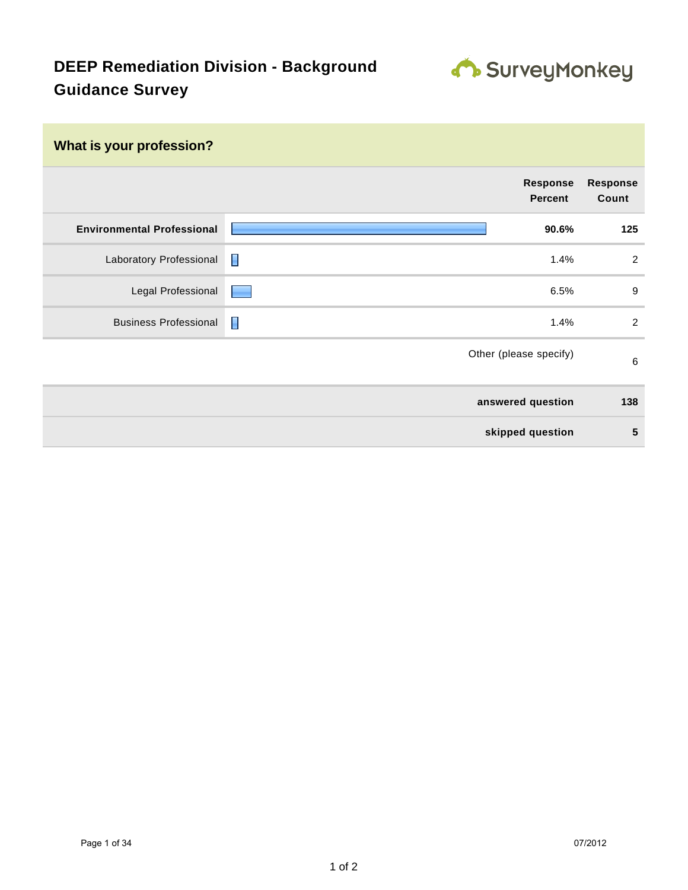# DEEP Remediation Division - Background Guidance Survey

## What is your profession?

| | Response Percent | Response Count |
|---|---|---|
| **Environmental Professional** | **90.6%** | **125** |
| Laboratory Professional | 1.4% | 2 |
| Legal Professional | 6.5% | 9 |
| Business Professional | 1.4% | 2 |
| Other (please specify) | | 6 |
| **answered question** | | **138** |
| **skipped question** | | **5** |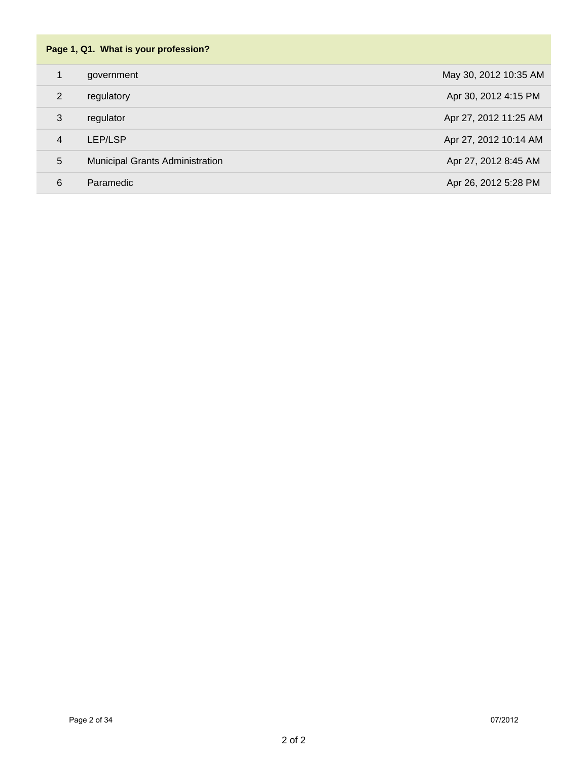**Page 1, Q1. What is your profession?**

| | | |
|---|---|---|
| 1 | government | May 30, 2012 10:35 AM |
| 2 | regulatory | Apr 30, 2012 4:15 PM |
| 3 | regulator | Apr 27, 2012 11:25 AM |
| 4 | LEP/LSP | Apr 27, 2012 10:14 AM |
| 5 | Municipal Grants Administration | Apr 27, 2012 8:45 AM |
| 6 | Paramedic | Apr 26, 2012 5:28 PM |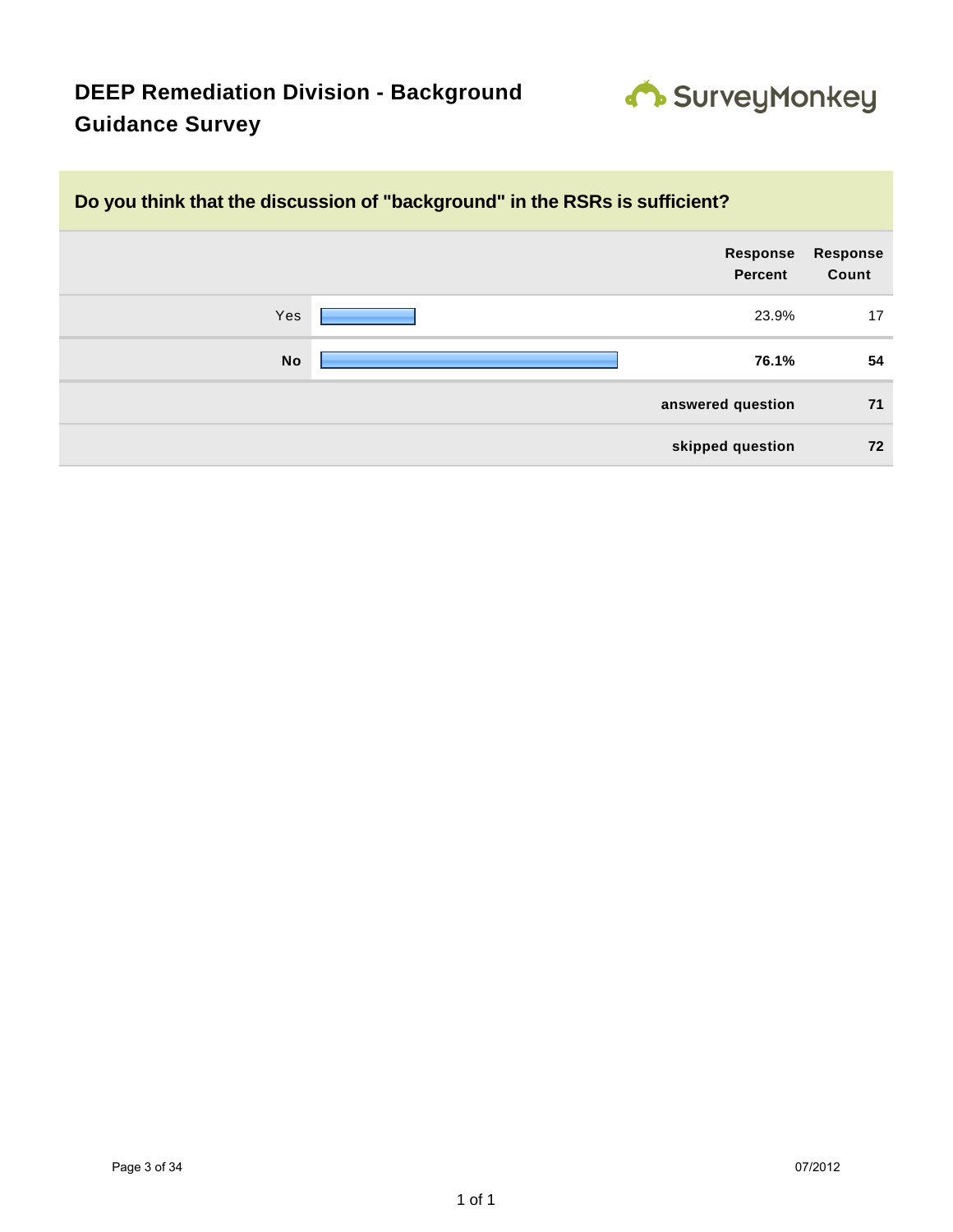# DEEP Remediation Division - Background Guidance Survey

## Do you think that the discussion of "background" in the RSRs is sufficient?

| | Response Percent | Response Count |
|---|---|---|
| Yes | 23.9% | 17 |
| **No** | **76.1%** | **54** |
| | **answered question** | **71** |
| | **skipped question** | **72** |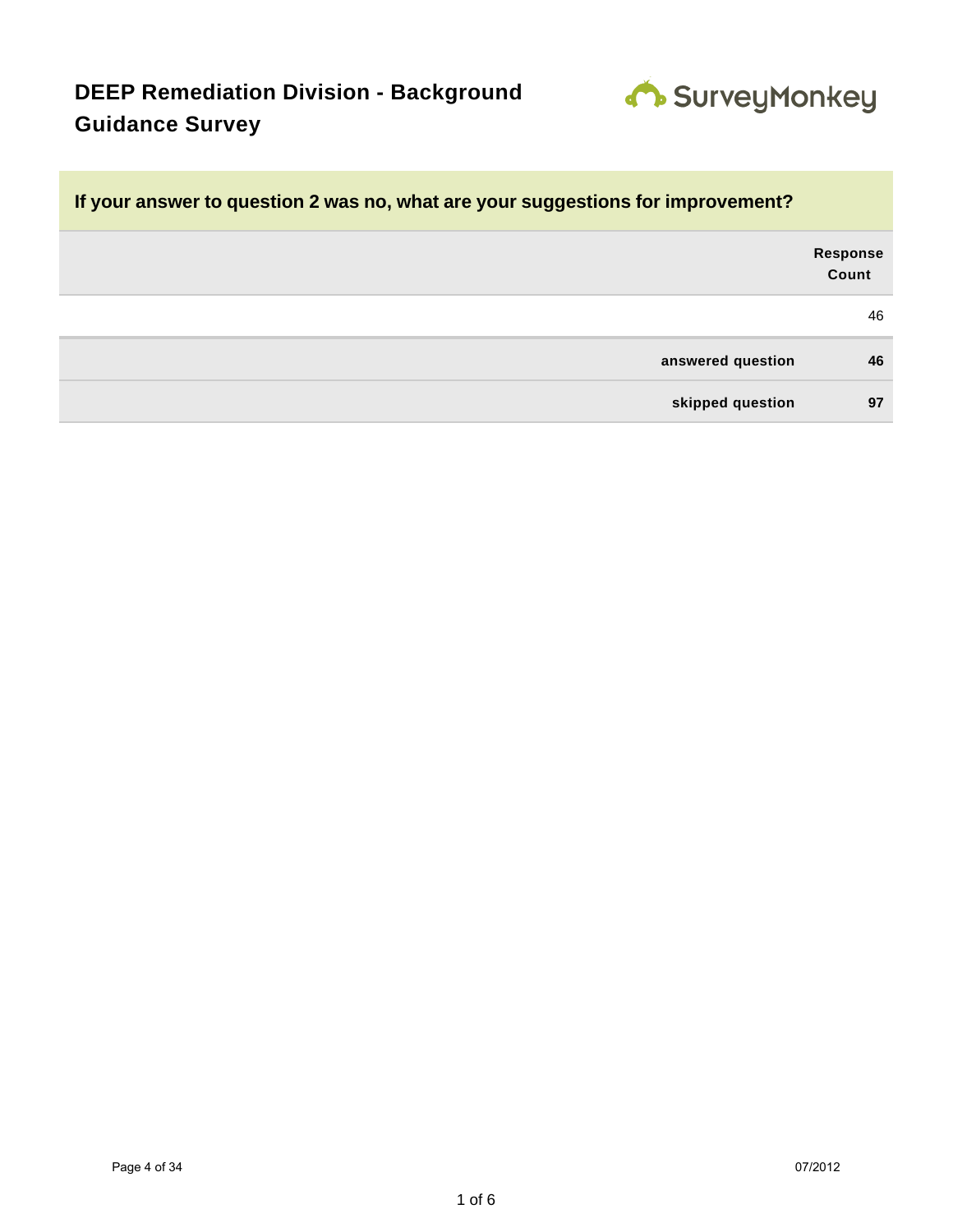# DEEP Remediation Division - Background Guidance Survey

**If your answer to question 2 was no, what are your suggestions for improvement?**

| | Response Count |
|---|---|
| | 46 |
| **answered question** | **46** |
| **skipped question** | **97** |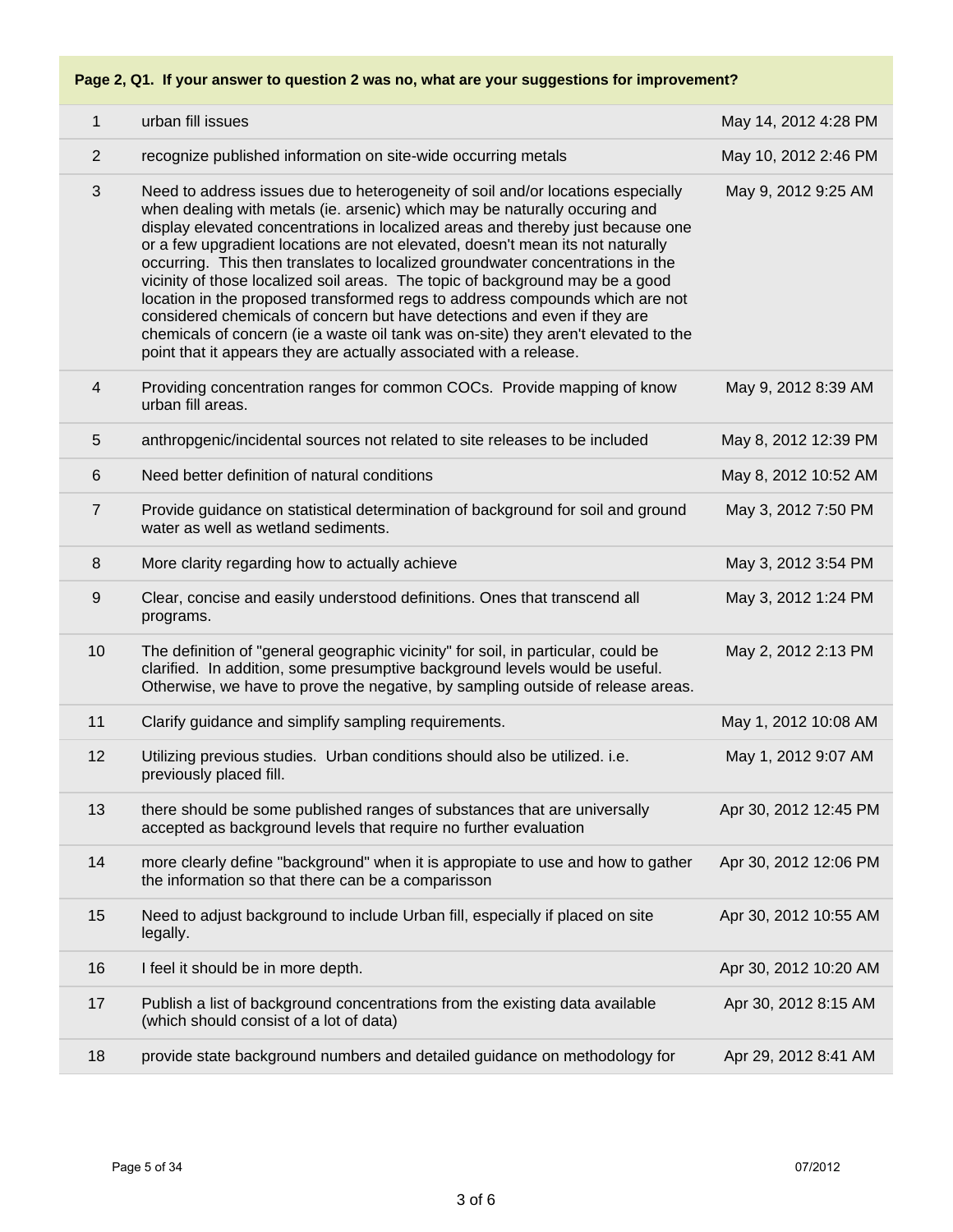| Page 2, Q1. If your answer to question 2 was no, what are your suggestions for improvement? | | |
|---|---|---|
| 1 | urban fill issues | May 14, 2012 4:28 PM |
| 2 | recognize published information on site-wide occurring metals | May 10, 2012 2:46 PM |
| 3 | Need to address issues due to heterogeneity of soil and/or locations especially when dealing with metals (ie. arsenic) which may be naturally occuring and display elevated concentrations in localized areas and thereby just because one or a few upgradient locations are not elevated, doesn't mean its not naturally occurring. This then translates to localized groundwater concentrations in the vicinity of those localized soil areas. The topic of background may be a good location in the proposed transformed regs to address compounds which are not considered chemicals of concern but have detections and even if they are chemicals of concern (ie a waste oil tank was on-site) they aren't elevated to the point that it appears they are actually associated with a release. | May 9, 2012 9:25 AM |
| 4 | Providing concentration ranges for common COCs. Provide mapping of know urban fill areas. | May 9, 2012 8:39 AM |
| 5 | anthropgenic/incidental sources not related to site releases to be included | May 8, 2012 12:39 PM |
| 6 | Need better definition of natural conditions | May 8, 2012 10:52 AM |
| 7 | Provide guidance on statistical determination of background for soil and ground water as well as wetland sediments. | May 3, 2012 7:50 PM |
| 8 | More clarity regarding how to actually achieve | May 3, 2012 3:54 PM |
| 9 | Clear, concise and easily understood definitions. Ones that transcend all programs. | May 3, 2012 1:24 PM |
| 10 | The definition of "general geographic vicinity" for soil, in particular, could be clarified. In addition, some presumptive background levels would be useful. Otherwise, we have to prove the negative, by sampling outside of release areas. | May 2, 2012 2:13 PM |
| 11 | Clarify guidance and simplify sampling requirements. | May 1, 2012 10:08 AM |
| 12 | Utilizing previous studies. Urban conditions should also be utilized. i.e. previously placed fill. | May 1, 2012 9:07 AM |
| 13 | there should be some published ranges of substances that are universally accepted as background levels that require no further evaluation | Apr 30, 2012 12:45 PM |
| 14 | more clearly define "background" when it is appropiate to use and how to gather the information so that there can be a comparisson | Apr 30, 2012 12:06 PM |
| 15 | Need to adjust background to include Urban fill, especially if placed on site legally. | Apr 30, 2012 10:55 AM |
| 16 | I feel it should be in more depth. | Apr 30, 2012 10:20 AM |
| 17 | Publish a list of background concentrations from the existing data available (which should consist of a lot of data) | Apr 30, 2012 8:15 AM |
| 18 | provide state background numbers and detailed guidance on methodology for | Apr 29, 2012 8:41 AM |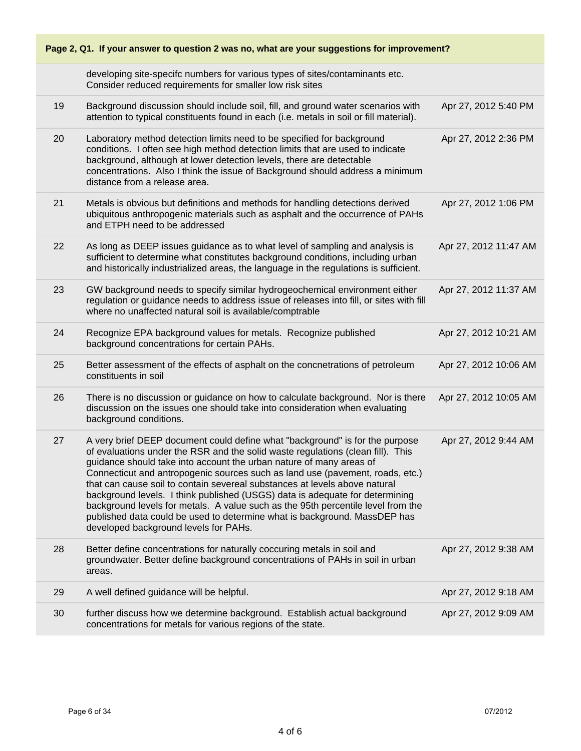## Page 2, Q1. If your answer to question 2 was no, what are your suggestions for improvement?

| | | |
|---|---|---|
| | developing site-specifc numbers for various types of sites/contaminants etc. Consider reduced requirements for smaller low risk sites | |
| 19 | Background discussion should include soil, fill, and ground water scenarios with attention to typical constituents found in each (i.e. metals in soil or fill material). | Apr 27, 2012 5:40 PM |
| 20 | Laboratory method detection limits need to be specified for background conditions. I often see high method detection limits that are used to indicate background, although at lower detection levels, there are detectable concentrations. Also I think the issue of Background should address a minimum distance from a release area. | Apr 27, 2012 2:36 PM |
| 21 | Metals is obvious but definitions and methods for handling detections derived ubiquitous anthropogenic materials such as asphalt and the occurrence of PAHs and ETPH need to be addressed | Apr 27, 2012 1:06 PM |
| 22 | As long as DEEP issues guidance as to what level of sampling and analysis is sufficient to determine what constitutes background conditions, including urban and historically industrialized areas, the language in the regulations is sufficient. | Apr 27, 2012 11:47 AM |
| 23 | GW background needs to specify similar hydrogeochemical environment either regulation or guidance needs to address issue of releases into fill, or sites with fill where no unaffected natural soil is available/comptrable | Apr 27, 2012 11:37 AM |
| 24 | Recognize EPA background values for metals. Recognize published background concentrations for certain PAHs. | Apr 27, 2012 10:21 AM |
| 25 | Better assessment of the effects of asphalt on the concnetrations of petroleum constituents in soil | Apr 27, 2012 10:06 AM |
| 26 | There is no discussion or guidance on how to calculate background. Nor is there discussion on the issues one should take into consideration when evaluating background conditions. | Apr 27, 2012 10:05 AM |
| 27 | A very brief DEEP document could define what "background" is for the purpose of evaluations under the RSR and the solid waste regulations (clean fill). This guidance should take into account the urban nature of many areas of Connecticut and antropogenic sources such as land use (pavement, roads, etc.) that can cause soil to contain severeal substances at levels above natural background levels. I think published (USGS) data is adequate for determining background levels for metals. A value such as the 95th percentile level from the published data could be used to determine what is background. MassDEP has developed background levels for PAHs. | Apr 27, 2012 9:44 AM |
| 28 | Better define concentrations for naturally coccuring metals in soil and groundwater. Better define background concentrations of PAHs in soil in urban areas. | Apr 27, 2012 9:38 AM |
| 29 | A well defined guidance will be helpful. | Apr 27, 2012 9:18 AM |
| 30 | further discuss how we determine background. Establish actual background concentrations for metals for various regions of the state. | Apr 27, 2012 9:09 AM |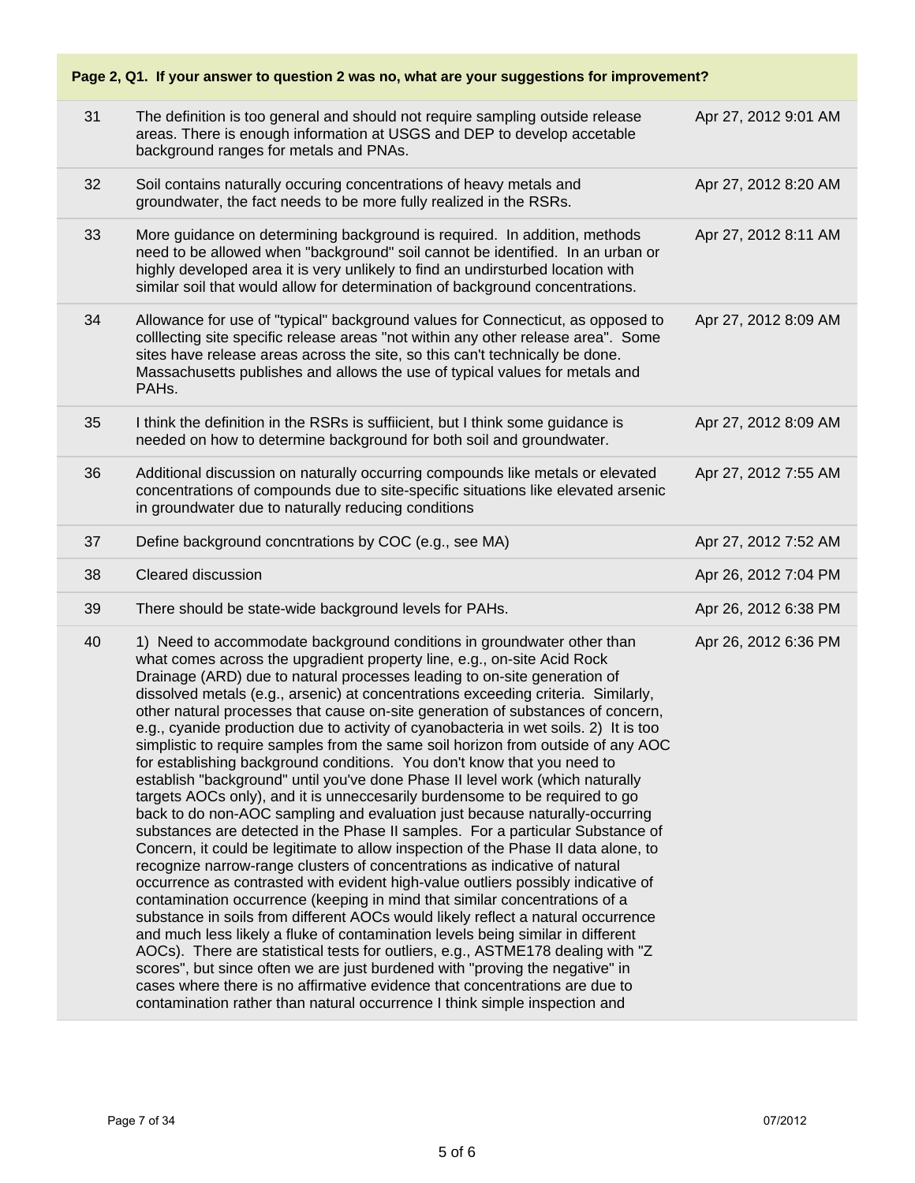| Page 2, Q1. If your answer to question 2 was no, what are your suggestions for improvement? | | |
|---|---|---|
| 31 | The definition is too general and should not require sampling outside release areas. There is enough information at USGS and DEP to develop accetable background ranges for metals and PNAs. | Apr 27, 2012 9:01 AM |
| 32 | Soil contains naturally occuring concentrations of heavy metals and groundwater, the fact needs to be more fully realized in the RSRs. | Apr 27, 2012 8:20 AM |
| 33 | More guidance on determining background is required. In addition, methods need to be allowed when "background" soil cannot be identified. In an urban or highly developed area it is very unlikely to find an undirsturbed location with similar soil that would allow for determination of background concentrations. | Apr 27, 2012 8:11 AM |
| 34 | Allowance for use of "typical" background values for Connecticut, as opposed to colllecting site specific release areas "not within any other release area". Some sites have release areas across the site, so this can't technically be done. Massachusetts publishes and allows the use of typical values for metals and PAHs. | Apr 27, 2012 8:09 AM |
| 35 | I think the definition in the RSRs is suffiicient, but I think some guidance is needed on how to determine background for both soil and groundwater. | Apr 27, 2012 8:09 AM |
| 36 | Additional discussion on naturally occurring compounds like metals or elevated concentrations of compounds due to site-specific situations like elevated arsenic in groundwater due to naturally reducing conditions | Apr 27, 2012 7:55 AM |
| 37 | Define background concntrations by COC (e.g., see MA) | Apr 27, 2012 7:52 AM |
| 38 | Cleared discussion | Apr 26, 2012 7:04 PM |
| 39 | There should be state-wide background levels for PAHs. | Apr 26, 2012 6:38 PM |
| 40 | 1) Need to accommodate background conditions in groundwater other than what comes across the upgradient property line, e.g., on-site Acid Rock Drainage (ARD) due to natural processes leading to on-site generation of dissolved metals (e.g., arsenic) at concentrations exceeding criteria. Similarly, other natural processes that cause on-site generation of substances of concern, e.g., cyanide production due to activity of cyanobacteria in wet soils. 2) It is too simplistic to require samples from the same soil horizon from outside of any AOC for establishing background conditions. You don't know that you need to establish "background" until you've done Phase II level work (which naturally targets AOCs only), and it is unneccesarily burdensome to be required to go back to do non-AOC sampling and evaluation just because naturally-occurring substances are detected in the Phase II samples. For a particular Substance of Concern, it could be legitimate to allow inspection of the Phase II data alone, to recognize narrow-range clusters of concentrations as indicative of natural occurrence as contrasted with evident high-value outliers possibly indicative of contamination occurrence (keeping in mind that similar concentrations of a substance in soils from different AOCs would likely reflect a natural occurrence and much less likely a fluke of contamination levels being similar in different AOCs). There are statistical tests for outliers, e.g., ASTME178 dealing with "Z scores", but since often we are just burdened with "proving the negative" in cases where there is no affirmative evidence that concentrations are due to contamination rather than natural occurrence I think simple inspection and | Apr 26, 2012 6:36 PM |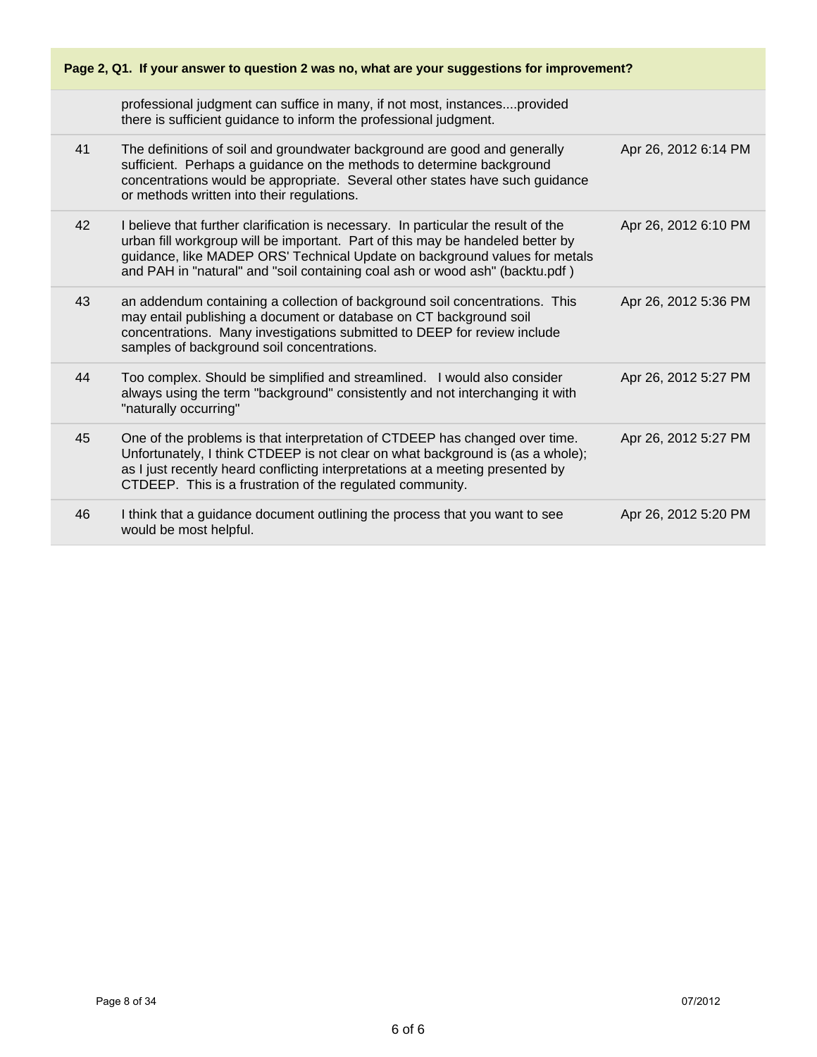## Page 2, Q1. If your answer to question 2 was no, what are your suggestions for improvement?

| | | |
|---|---|---|
| | professional judgment can suffice in many, if not most, instances....provided there is sufficient guidance to inform the professional judgment. | |
| 41 | The definitions of soil and groundwater background are good and generally sufficient. Perhaps a guidance on the methods to determine background concentrations would be appropriate. Several other states have such guidance or methods written into their regulations. | Apr 26, 2012 6:14 PM |
| 42 | I believe that further clarification is necessary. In particular the result of the urban fill workgroup will be important. Part of this may be handeled better by guidance, like MADEP ORS' Technical Update on background values for metals and PAH in "natural" and "soil containing coal ash or wood ash" (backtu.pdf ) | Apr 26, 2012 6:10 PM |
| 43 | an addendum containing a collection of background soil concentrations. This may entail publishing a document or database on CT background soil concentrations. Many investigations submitted to DEEP for review include samples of background soil concentrations. | Apr 26, 2012 5:36 PM |
| 44 | Too complex. Should be simplified and streamlined. I would also consider always using the term "background" consistently and not interchanging it with "naturally occurring" | Apr 26, 2012 5:27 PM |
| 45 | One of the problems is that interpretation of CTDEEP has changed over time. Unfortunately, I think CTDEEP is not clear on what background is (as a whole); as I just recently heard conflicting interpretations at a meeting presented by CTDEEP. This is a frustration of the regulated community. | Apr 26, 2012 5:27 PM |
| 46 | I think that a guidance document outlining the process that you want to see would be most helpful. | Apr 26, 2012 5:20 PM |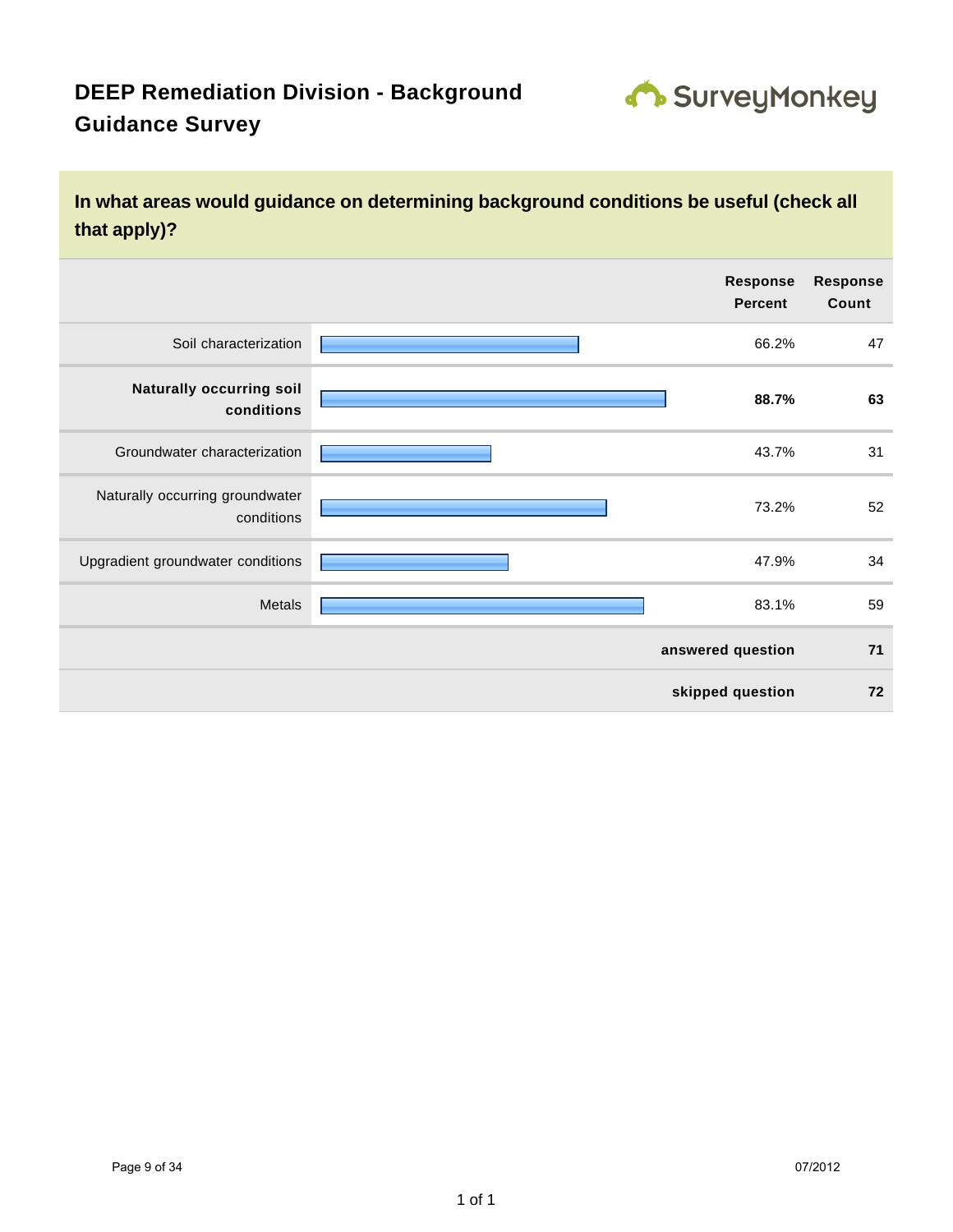# DEEP Remediation Division - Background Guidance Survey

## In what areas would guidance on determining background conditions be useful (check all that apply)?

| | Response Percent | Response Count |
|---|---|---|
| Soil characterization | 66.2% | 47 |
| **Naturally occurring soil conditions** | **88.7%** | **63** |
| Groundwater characterization | 43.7% | 31 |
| Naturally occurring groundwater conditions | 73.2% | 52 |
| Upgradient groundwater conditions | 47.9% | 34 |
| Metals | 83.1% | 59 |
| | **answered question** | **71** |
| | **skipped question** | **72** |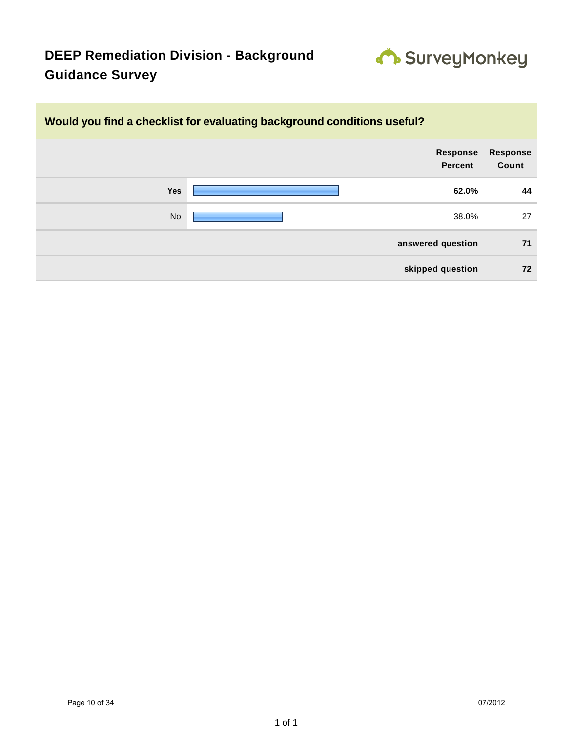# DEEP Remediation Division - Background Guidance Survey

## Would you find a checklist for evaluating background conditions useful?

| | Response Percent | Response Count |
|---|---|---|
| **Yes** | **62.0%** | **44** |
| No | 38.0% | 27 |
| | **answered question** | **71** |
| | **skipped question** | **72** |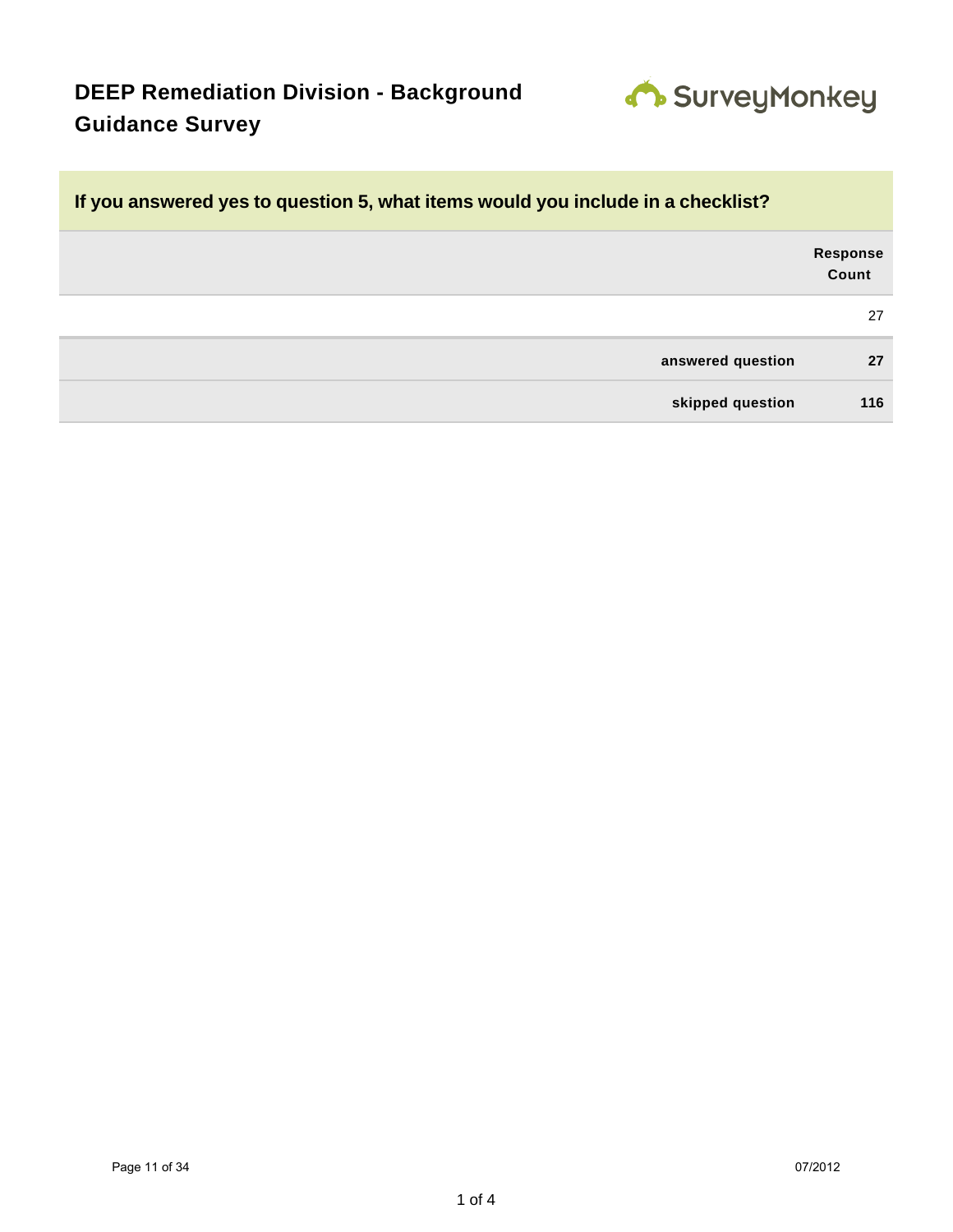# DEEP Remediation Division - Background Guidance Survey

## If you answered yes to question 5, what items would you include in a checklist?

| | Response Count |
|---|---|
| | 27 |
| answered question | 27 |
| skipped question | 116 |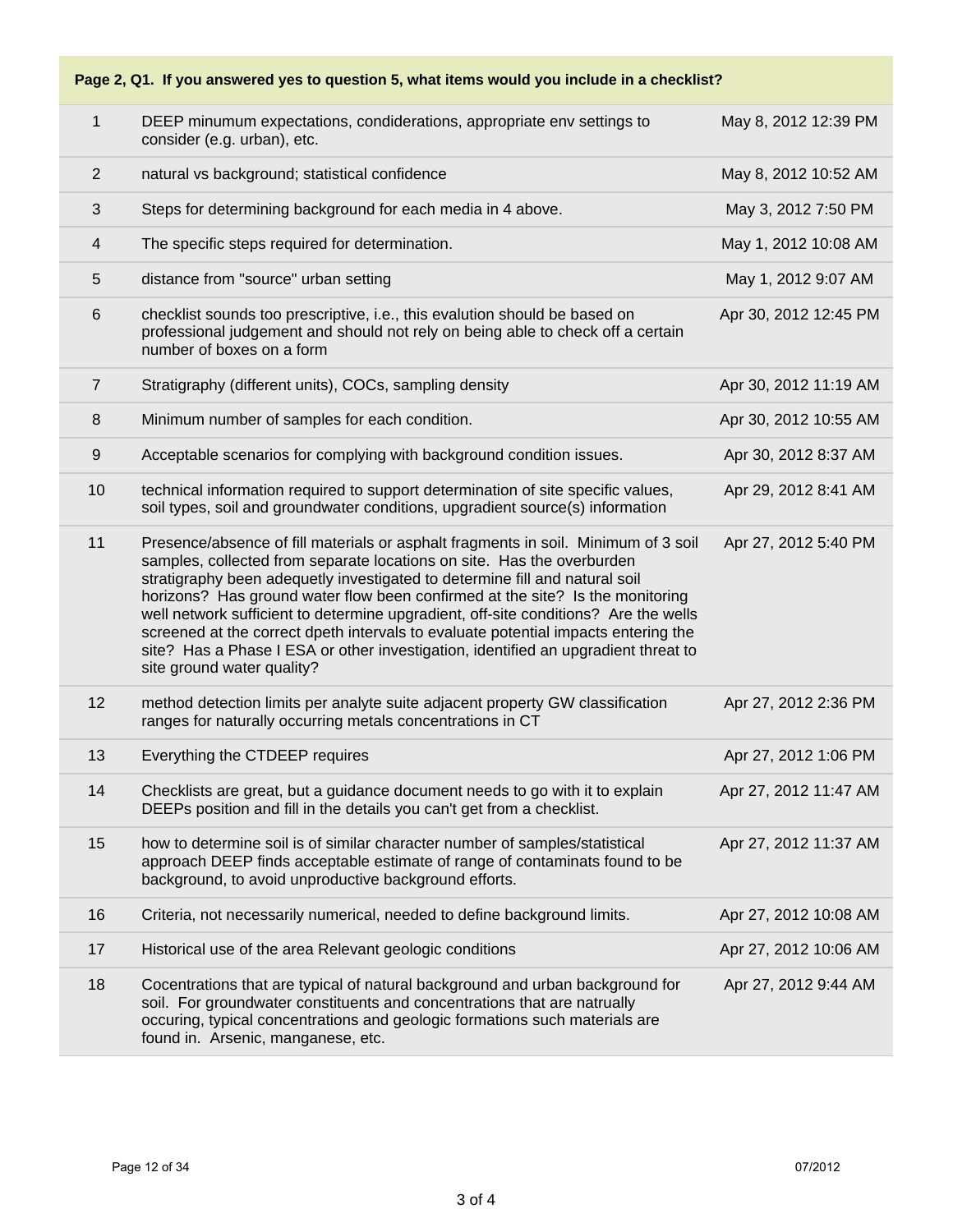**Page 2, Q1. If you answered yes to question 5, what items would you include in a checklist?**

| | | |
|---|---|---|
| 1 | DEEP minumum expectations, condiderations, appropriate env settings to consider (e.g. urban), etc. | May 8, 2012 12:39 PM |
| 2 | natural vs background; statistical confidence | May 8, 2012 10:52 AM |
| 3 | Steps for determining background for each media in 4 above. | May 3, 2012 7:50 PM |
| 4 | The specific steps required for determination. | May 1, 2012 10:08 AM |
| 5 | distance from "source" urban setting | May 1, 2012 9:07 AM |
| 6 | checklist sounds too prescriptive, i.e., this evalution should be based on professional judgement and should not rely on being able to check off a certain number of boxes on a form | Apr 30, 2012 12:45 PM |
| 7 | Stratigraphy (different units), COCs, sampling density | Apr 30, 2012 11:19 AM |
| 8 | Minimum number of samples for each condition. | Apr 30, 2012 10:55 AM |
| 9 | Acceptable scenarios for complying with background condition issues. | Apr 30, 2012 8:37 AM |
| 10 | technical information required to support determination of site specific values, soil types, soil and groundwater conditions, upgradient source(s) information | Apr 29, 2012 8:41 AM |
| 11 | Presence/absence of fill materials or asphalt fragments in soil. Minimum of 3 soil samples, collected from separate locations on site. Has the overburden stratigraphy been adequetly investigated to determine fill and natural soil horizons? Has ground water flow been confirmed at the site? Is the monitoring well network sufficient to determine upgradient, off-site conditions? Are the wells screened at the correct dpeth intervals to evaluate potential impacts entering the site? Has a Phase I ESA or other investigation, identified an upgradient threat to site ground water quality? | Apr 27, 2012 5:40 PM |
| 12 | method detection limits per analyte suite adjacent property GW classification ranges for naturally occurring metals concentrations in CT | Apr 27, 2012 2:36 PM |
| 13 | Everything the CTDEEP requires | Apr 27, 2012 1:06 PM |
| 14 | Checklists are great, but a guidance document needs to go with it to explain DEEPs position and fill in the details you can't get from a checklist. | Apr 27, 2012 11:47 AM |
| 15 | how to determine soil is of similar character number of samples/statistical approach DEEP finds acceptable estimate of range of contaminats found to be background, to avoid unproductive background efforts. | Apr 27, 2012 11:37 AM |
| 16 | Criteria, not necessarily numerical, needed to define background limits. | Apr 27, 2012 10:08 AM |
| 17 | Historical use of the area Relevant geologic conditions | Apr 27, 2012 10:06 AM |
| 18 | Cocentrations that are typical of natural background and urban background for soil. For groundwater constituents and concentrations that are natrually occuring, typical concentrations and geologic formations such materials are found in. Arsenic, manganese, etc. | Apr 27, 2012 9:44 AM |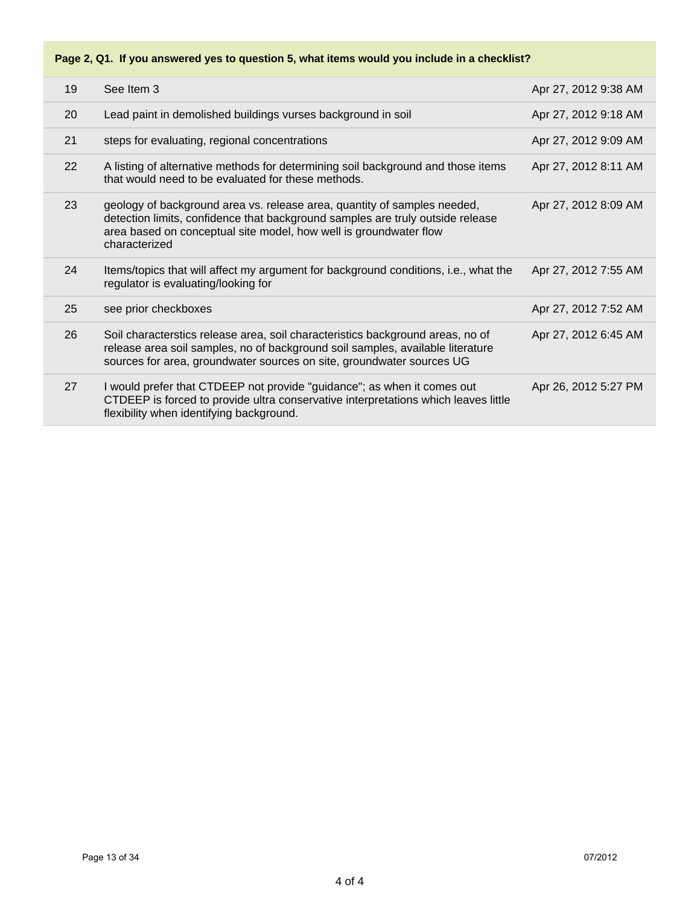| Page 2, Q1. If you answered yes to question 5, what items would you include in a checklist? | | |
|---|---|---|
| 19 | See Item 3 | Apr 27, 2012 9:38 AM |
| 20 | Lead paint in demolished buildings vurses background in soil | Apr 27, 2012 9:18 AM |
| 21 | steps for evaluating, regional concentrations | Apr 27, 2012 9:09 AM |
| 22 | A listing of alternative methods for determining soil background and those items that would need to be evaluated for these methods. | Apr 27, 2012 8:11 AM |
| 23 | geology of background area vs. release area, quantity of samples needed, detection limits, confidence that background samples are truly outside release area based on conceptual site model, how well is groundwater flow characterized | Apr 27, 2012 8:09 AM |
| 24 | Items/topics that will affect my argument for background conditions, i.e., what the regulator is evaluating/looking for | Apr 27, 2012 7:55 AM |
| 25 | see prior checkboxes | Apr 27, 2012 7:52 AM |
| 26 | Soil characterstics release area, soil characteristics background areas, no of release area soil samples, no of background soil samples, available literature sources for area, groundwater sources on site, groundwater sources UG | Apr 27, 2012 6:45 AM |
| 27 | I would prefer that CTDEEP not provide "guidance"; as when it comes out CTDEEP is forced to provide ultra conservative interpretations which leaves little flexibility when identifying background. | Apr 26, 2012 5:27 PM |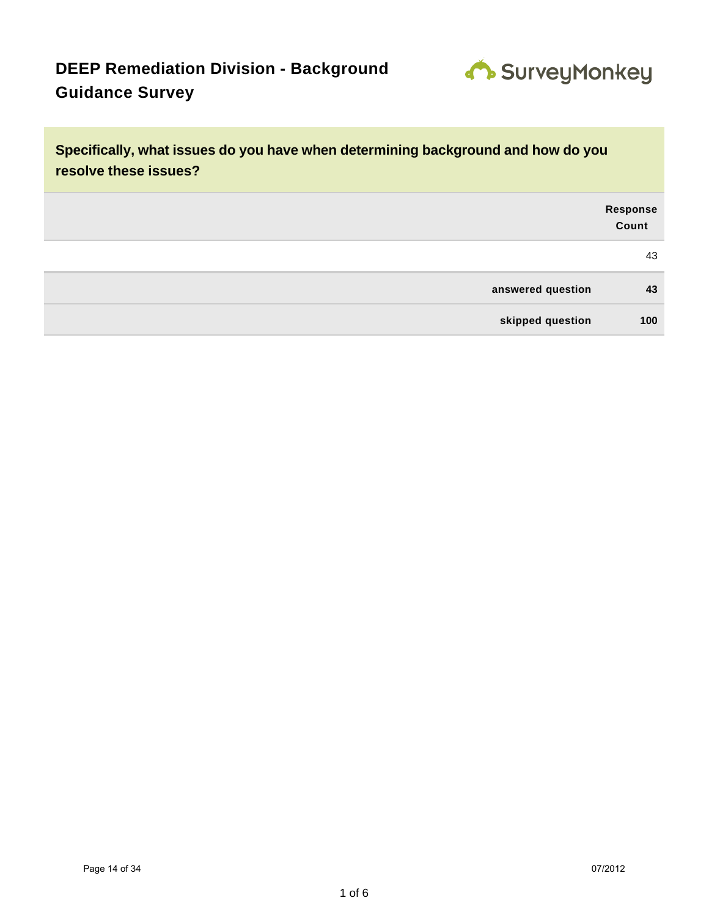# DEEP Remediation Division - Background Guidance Survey

**Specifically, what issues do you have when determining background and how do you resolve these issues?**

| | | Response Count |
|---|---|---|
| | | 43 |
| | **answered question** | **43** |
| | **skipped question** | **100** |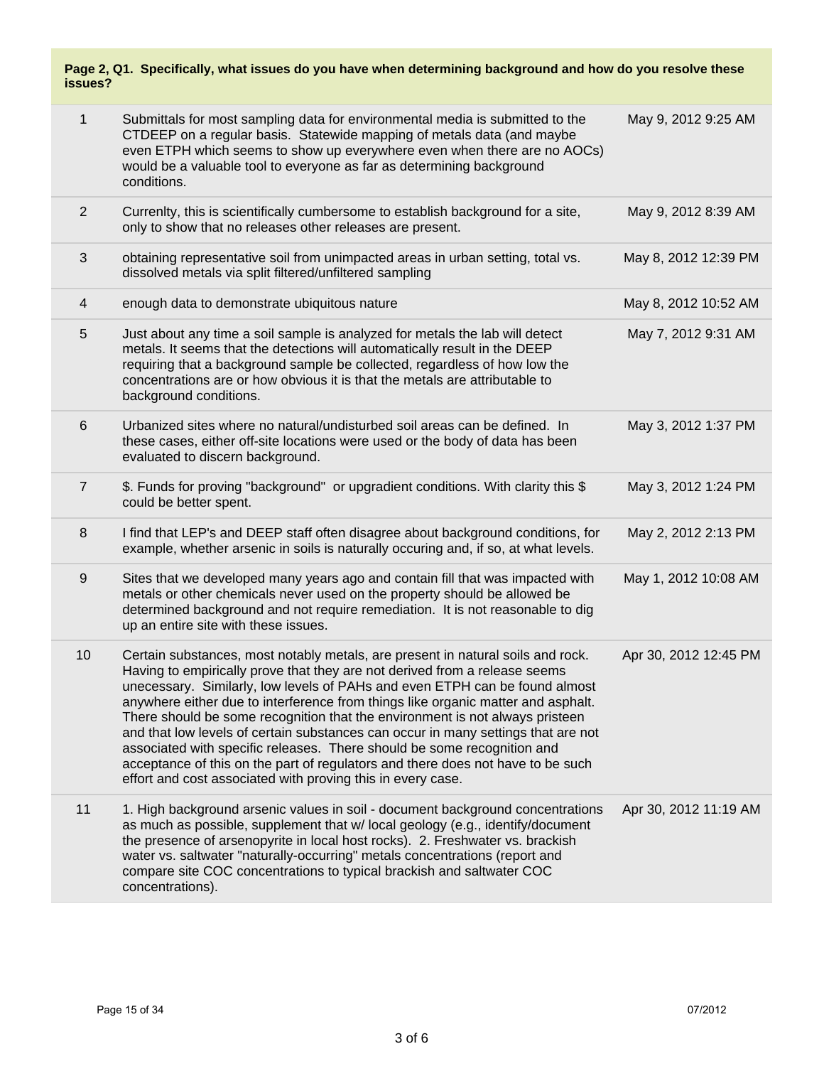**Page 2, Q1. Specifically, what issues do you have when determining background and how do you resolve these issues?**

| # | Response | Date |
|---|---|---|
| 1 | Submittals for most sampling data for environmental media is submitted to the CTDEEP on a regular basis. Statewide mapping of metals data (and maybe even ETPH which seems to show up everywhere even when there are no AOCs) would be a valuable tool to everyone as far as determining background conditions. | May 9, 2012 9:25 AM |
| 2 | Currenlty, this is scientifically cumbersome to establish background for a site, only to show that no releases other releases are present. | May 9, 2012 8:39 AM |
| 3 | obtaining representative soil from unimpacted areas in urban setting, total vs. dissolved metals via split filtered/unfiltered sampling | May 8, 2012 12:39 PM |
| 4 | enough data to demonstrate ubiquitous nature | May 8, 2012 10:52 AM |
| 5 | Just about any time a soil sample is analyzed for metals the lab will detect metals. It seems that the detections will automatically result in the DEEP requiring that a background sample be collected, regardless of how low the concentrations are or how obvious it is that the metals are attributable to background conditions. | May 7, 2012 9:31 AM |
| 6 | Urbanized sites where no natural/undisturbed soil areas can be defined. In these cases, either off-site locations were used or the body of data has been evaluated to discern background. | May 3, 2012 1:37 PM |
| 7 | $. Funds for proving "background" or upgradient conditions. With clarity this $ could be better spent. | May 3, 2012 1:24 PM |
| 8 | I find that LEP's and DEEP staff often disagree about background conditions, for example, whether arsenic in soils is naturally occuring and, if so, at what levels. | May 2, 2012 2:13 PM |
| 9 | Sites that we developed many years ago and contain fill that was impacted with metals or other chemicals never used on the property should be allowed be determined background and not require remediation. It is not reasonable to dig up an entire site with these issues. | May 1, 2012 10:08 AM |
| 10 | Certain substances, most notably metals, are present in natural soils and rock. Having to empirically prove that they are not derived from a release seems unecessary. Similarly, low levels of PAHs and even ETPH can be found almost anywhere either due to interference from things like organic matter and asphalt. There should be some recognition that the environment is not always pristeen and that low levels of certain substances can occur in many settings that are not associated with specific releases. There should be some recognition and acceptance of this on the part of regulators and there does not have to be such effort and cost associated with proving this in every case. | Apr 30, 2012 12:45 PM |
| 11 | 1. High background arsenic values in soil - document background concentrations as much as possible, supplement that w/ local geology (e.g., identify/document the presence of arsenopyrite in local host rocks). 2. Freshwater vs. brackish water vs. saltwater "naturally-occurring" metals concentrations (report and compare site COC concentrations to typical brackish and saltwater COC concentrations). | Apr 30, 2012 11:19 AM |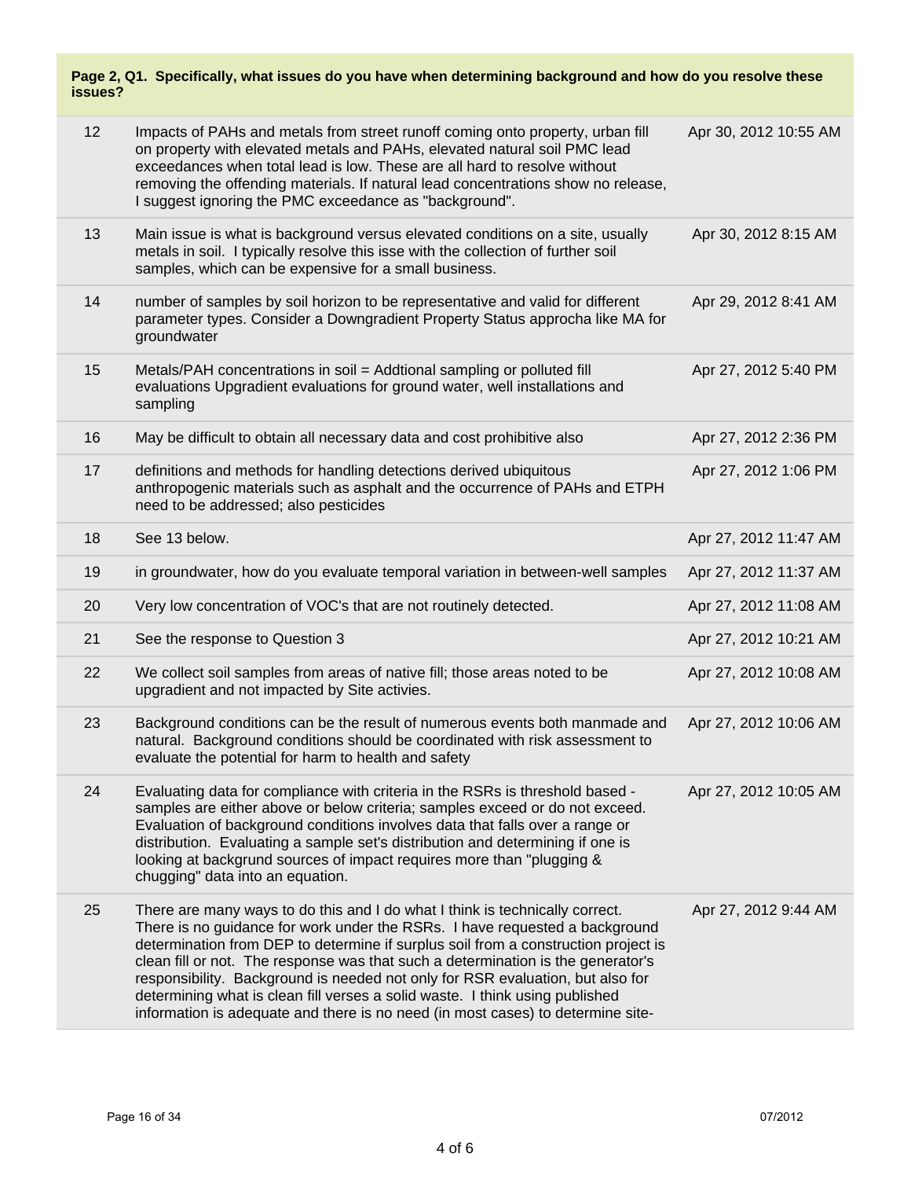**Page 2, Q1. Specifically, what issues do you have when determining background and how do you resolve these issues?**

| | | |
|---|---|---|
| 12 | Impacts of PAHs and metals from street runoff coming onto property, urban fill on property with elevated metals and PAHs, elevated natural soil PMC lead exceedances when total lead is low. These are all hard to resolve without removing the offending materials. If natural lead concentrations show no release, I suggest ignoring the PMC exceedance as "background". | Apr 30, 2012 10:55 AM |
| 13 | Main issue is what is background versus elevated conditions on a site, usually metals in soil. I typically resolve this isse with the collection of further soil samples, which can be expensive for a small business. | Apr 30, 2012 8:15 AM |
| 14 | number of samples by soil horizon to be representative and valid for different parameter types. Consider a Downgradient Property Status approcha like MA for groundwater | Apr 29, 2012 8:41 AM |
| 15 | Metals/PAH concentrations in soil = Addtional sampling or polluted fill evaluations Upgradient evaluations for ground water, well installations and sampling | Apr 27, 2012 5:40 PM |
| 16 | May be difficult to obtain all necessary data and cost prohibitive also | Apr 27, 2012 2:36 PM |
| 17 | definitions and methods for handling detections derived ubiquitous anthropogenic materials such as asphalt and the occurrence of PAHs and ETPH need to be addressed; also pesticides | Apr 27, 2012 1:06 PM |
| 18 | See 13 below. | Apr 27, 2012 11:47 AM |
| 19 | in groundwater, how do you evaluate temporal variation in between-well samples | Apr 27, 2012 11:37 AM |
| 20 | Very low concentration of VOC's that are not routinely detected. | Apr 27, 2012 11:08 AM |
| 21 | See the response to Question 3 | Apr 27, 2012 10:21 AM |
| 22 | We collect soil samples from areas of native fill; those areas noted to be upgradient and not impacted by Site activies. | Apr 27, 2012 10:08 AM |
| 23 | Background conditions can be the result of numerous events both manmade and natural. Background conditions should be coordinated with risk assessment to evaluate the potential for harm to health and safety | Apr 27, 2012 10:06 AM |
| 24 | Evaluating data for compliance with criteria in the RSRs is threshold based - samples are either above or below criteria; samples exceed or do not exceed. Evaluation of background conditions involves data that falls over a range or distribution. Evaluating a sample set's distribution and determining if one is looking at backgrund sources of impact requires more than "plugging & chugging" data into an equation. | Apr 27, 2012 10:05 AM |
| 25 | There are many ways to do this and I do what I think is technically correct. There is no guidance for work under the RSRs. I have requested a background determination from DEP to determine if surplus soil from a construction project is clean fill or not. The response was that such a determination is the generator's responsibility. Background is needed not only for RSR evaluation, but also for determining what is clean fill verses a solid waste. I think using published information is adequate and there is no need (in most cases) to determine site- | Apr 27, 2012 9:44 AM |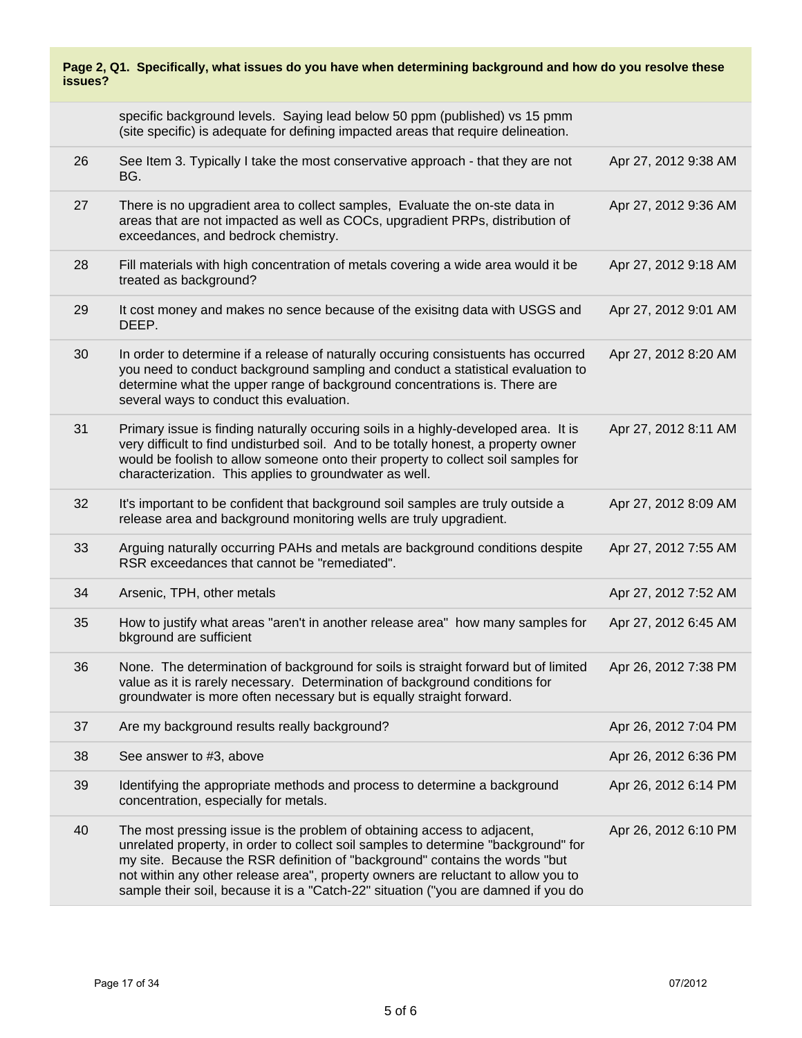**Page 2, Q1. Specifically, what issues do you have when determining background and how do you resolve these issues?**

| | | |
|---|---|---|
| | specific background levels. Saying lead below 50 ppm (published) vs 15 pmm (site specific) is adequate for defining impacted areas that require delineation. | |
| 26 | See Item 3. Typically I take the most conservative approach - that they are not BG. | Apr 27, 2012 9:38 AM |
| 27 | There is no upgradient area to collect samples, Evaluate the on-ste data in areas that are not impacted as well as COCs, upgradient PRPs, distribution of exceedances, and bedrock chemistry. | Apr 27, 2012 9:36 AM |
| 28 | Fill materials with high concentration of metals covering a wide area would it be treated as background? | Apr 27, 2012 9:18 AM |
| 29 | It cost money and makes no sence because of the exisitng data with USGS and DEEP. | Apr 27, 2012 9:01 AM |
| 30 | In order to determine if a release of naturally occuring consistuents has occurred you need to conduct background sampling and conduct a statistical evaluation to determine what the upper range of background concentrations is. There are several ways to conduct this evaluation. | Apr 27, 2012 8:20 AM |
| 31 | Primary issue is finding naturally occuring soils in a highly-developed area. It is very difficult to find undisturbed soil. And to be totally honest, a property owner would be foolish to allow someone onto their property to collect soil samples for characterization. This applies to groundwater as well. | Apr 27, 2012 8:11 AM |
| 32 | It's important to be confident that background soil samples are truly outside a release area and background monitoring wells are truly upgradient. | Apr 27, 2012 8:09 AM |
| 33 | Arguing naturally occurring PAHs and metals are background conditions despite RSR exceedances that cannot be "remediated". | Apr 27, 2012 7:55 AM |
| 34 | Arsenic, TPH, other metals | Apr 27, 2012 7:52 AM |
| 35 | How to justify what areas "aren't in another release area" how many samples for bkground are sufficient | Apr 27, 2012 6:45 AM |
| 36 | None. The determination of background for soils is straight forward but of limited value as it is rarely necessary. Determination of background conditions for groundwater is more often necessary but is equally straight forward. | Apr 26, 2012 7:38 PM |
| 37 | Are my background results really background? | Apr 26, 2012 7:04 PM |
| 38 | See answer to #3, above | Apr 26, 2012 6:36 PM |
| 39 | Identifying the appropriate methods and process to determine a background concentration, especially for metals. | Apr 26, 2012 6:14 PM |
| 40 | The most pressing issue is the problem of obtaining access to adjacent, unrelated property, in order to collect soil samples to determine "background" for my site. Because the RSR definition of "background" contains the words "but not within any other release area", property owners are reluctant to allow you to sample their soil, because it is a "Catch-22" situation ("you are damned if you do | Apr 26, 2012 6:10 PM |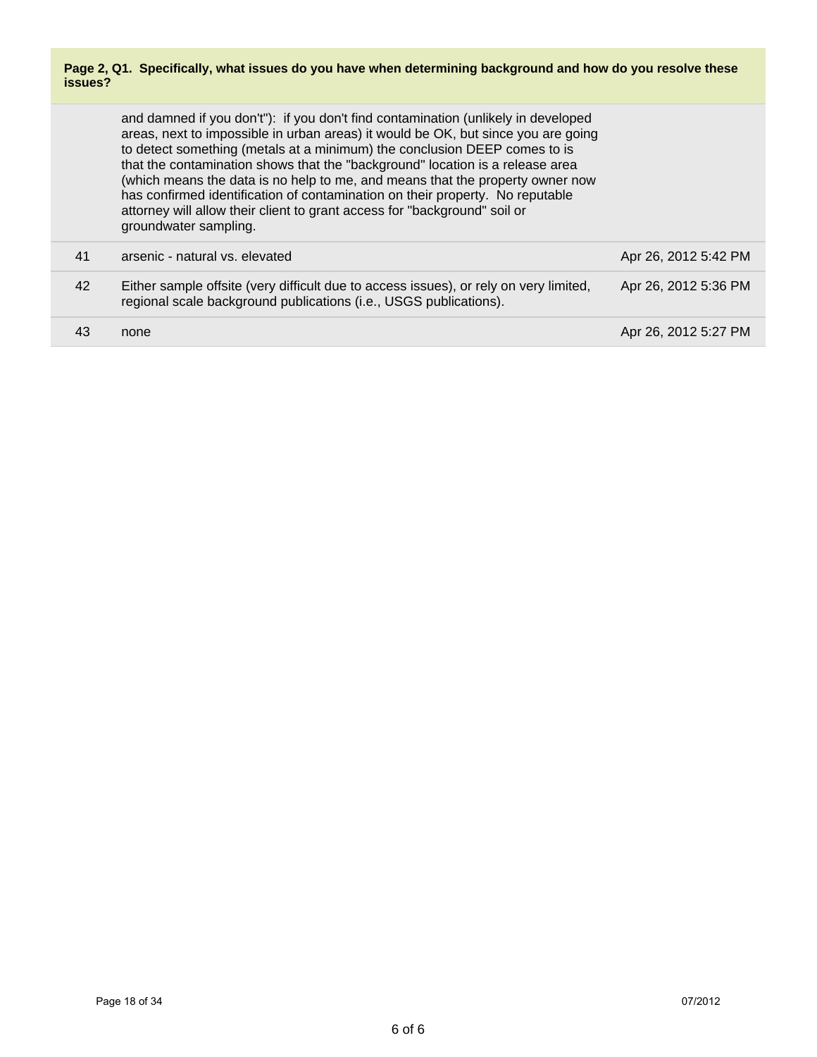**Page 2, Q1. Specifically, what issues do you have when determining background and how do you resolve these issues?**

| | | |
|---|---|---|
| | and damned if you don't"): if you don't find contamination (unlikely in developed areas, next to impossible in urban areas) it would be OK, but since you are going to detect something (metals at a minimum) the conclusion DEEP comes to is that the contamination shows that the "background" location is a release area (which means the data is no help to me, and means that the property owner now has confirmed identification of contamination on their property. No reputable attorney will allow their client to grant access for "background" soil or groundwater sampling. | |
| 41 | arsenic - natural vs. elevated | Apr 26, 2012 5:42 PM |
| 42 | Either sample offsite (very difficult due to access issues), or rely on very limited, regional scale background publications (i.e., USGS publications). | Apr 26, 2012 5:36 PM |
| 43 | none | Apr 26, 2012 5:27 PM |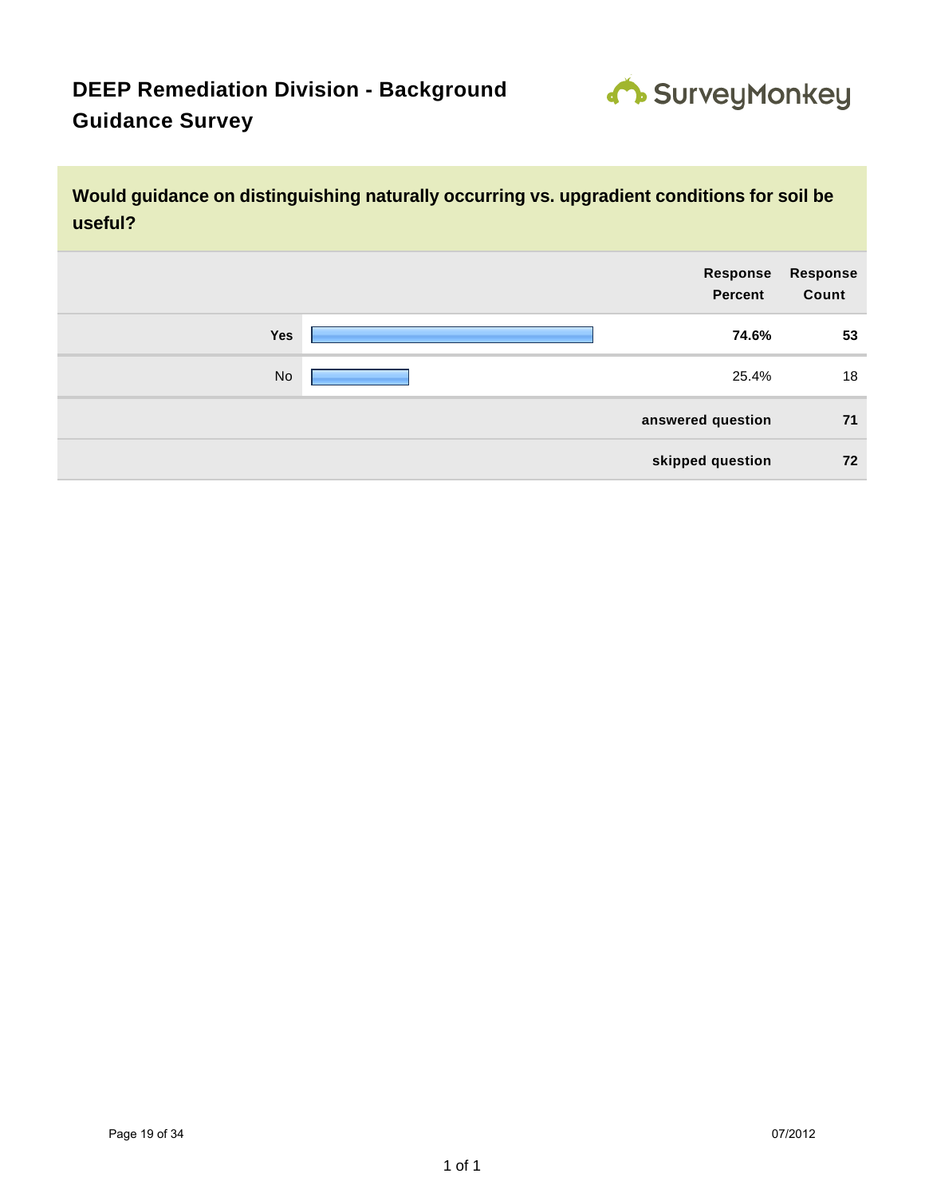# DEEP Remediation Division - Background Guidance Survey

## Would guidance on distinguishing naturally occurring vs. upgradient conditions for soil be useful?

| | Response Percent | Response Count |
|---|---|---|
| **Yes** | **74.6%** | **53** |
| No | 25.4% | 18 |
| | **answered question** | **71** |
| | **skipped question** | **72** |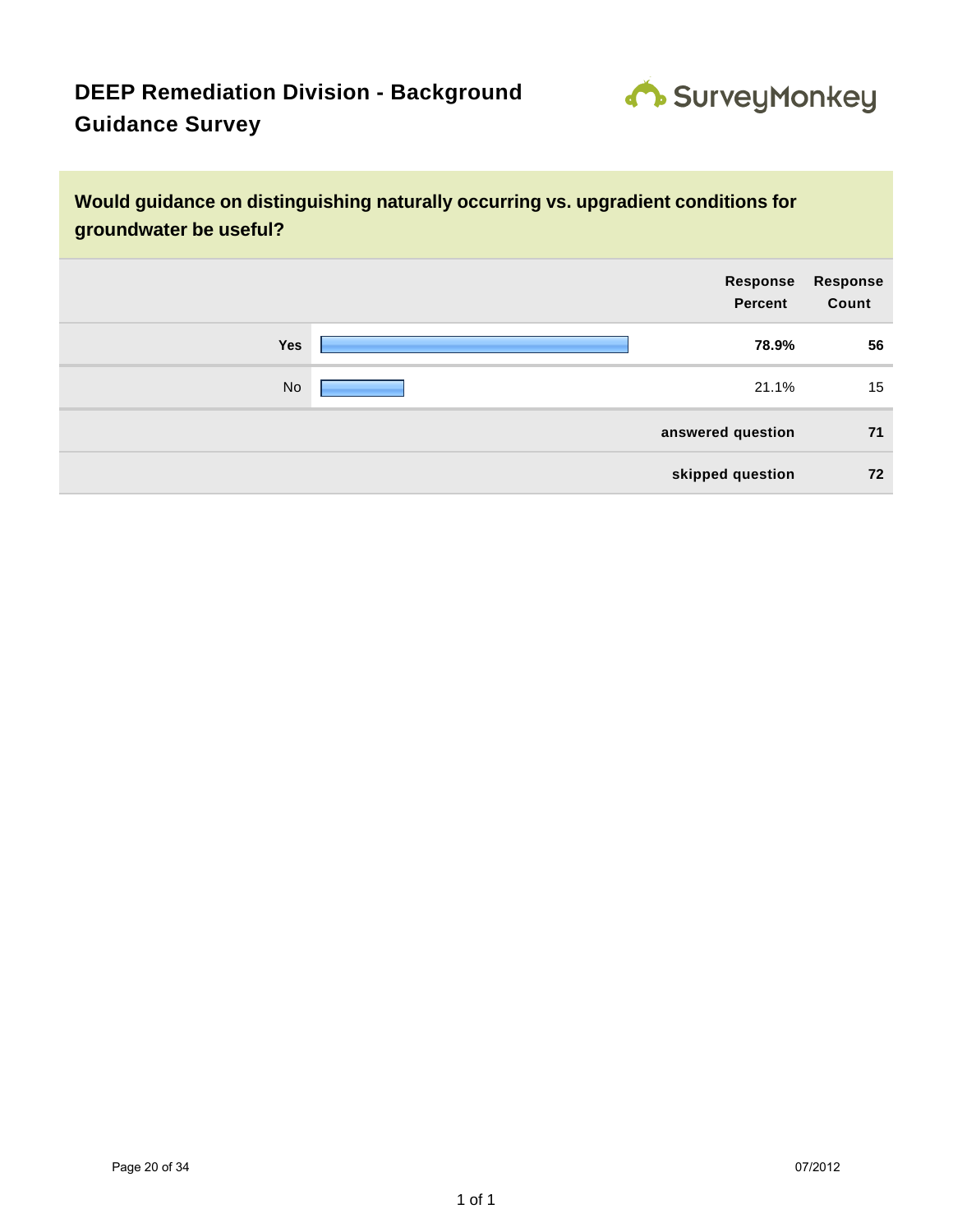# DEEP Remediation Division - Background Guidance Survey

## Would guidance on distinguishing naturally occurring vs. upgradient conditions for groundwater be useful?

| | Response Percent | Response Count |
|---|---|---|
| **Yes** | **78.9%** | **56** |
| No | 21.1% | 15 |
| | **answered question** | **71** |
| | **skipped question** | **72** |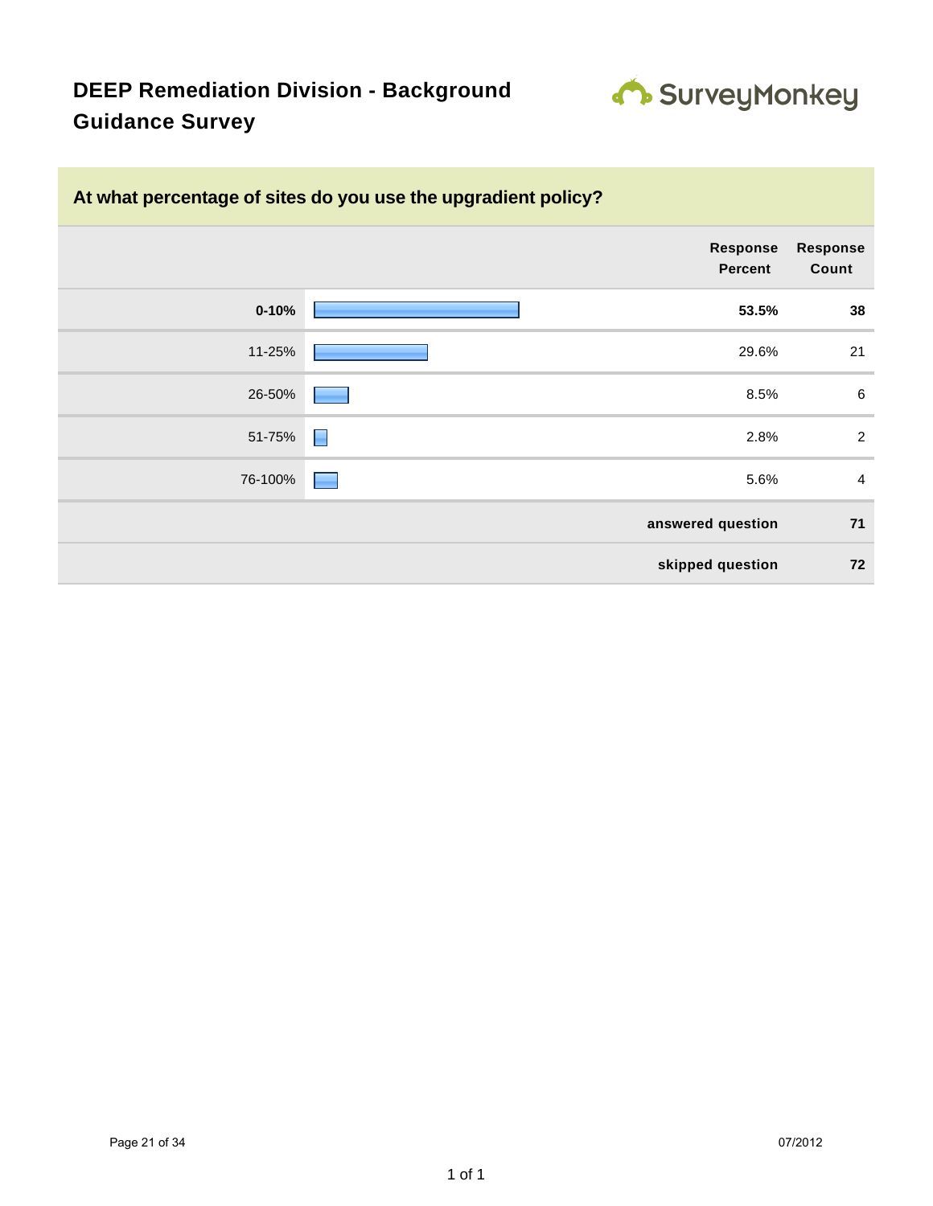# DEEP Remediation Division - Background Guidance Survey

## At what percentage of sites do you use the upgradient policy?

| | Response Percent | Response Count |
|---|---|---|
| **0-10%** | **53.5%** | **38** |
| 11-25% | 29.6% | 21 |
| 26-50% | 8.5% | 6 |
| 51-75% | 2.8% | 2 |
| 76-100% | 5.6% | 4 |
| | **answered question** | **71** |
| | **skipped question** | **72** |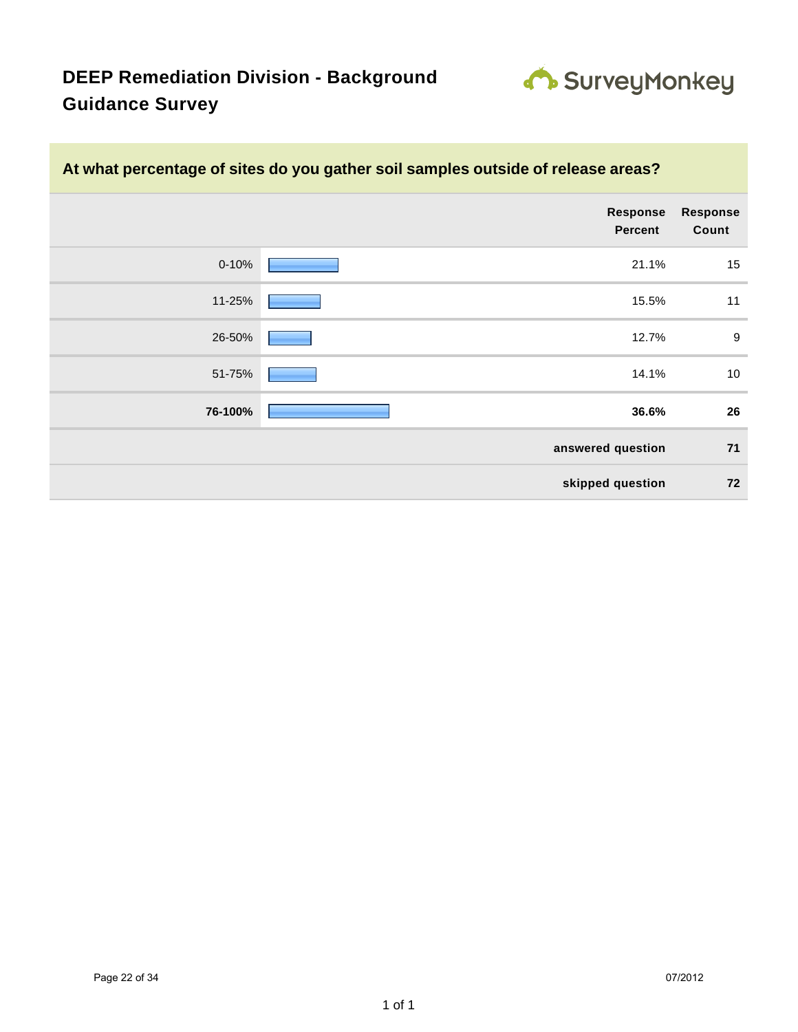# DEEP Remediation Division - Background Guidance Survey

## At what percentage of sites do you gather soil samples outside of release areas?

| | Response Percent | Response Count |
|---|---|---|
| 0-10% | 21.1% | 15 |
| 11-25% | 15.5% | 11 |
| 26-50% | 12.7% | 9 |
| 51-75% | 14.1% | 10 |
| **76-100%** | **36.6%** | **26** |
| | **answered question** | **71** |
| | **skipped question** | **72** |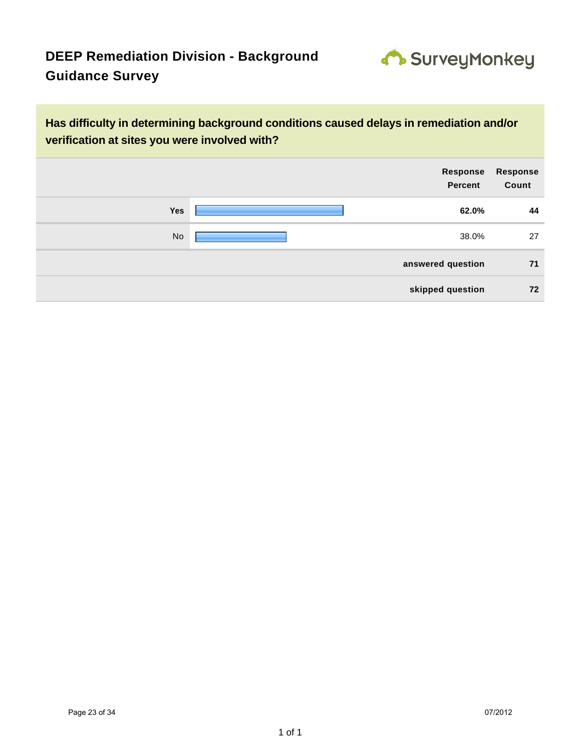# DEEP Remediation Division - Background Guidance Survey

## Has difficulty in determining background conditions caused delays in remediation and/or verification at sites you were involved with?

| | Response Percent | Response Count |
|---|---|---|
| **Yes** | **62.0%** | **44** |
| No | 38.0% | 27 |
| **answered question** | | **71** |
| **skipped question** | | **72** |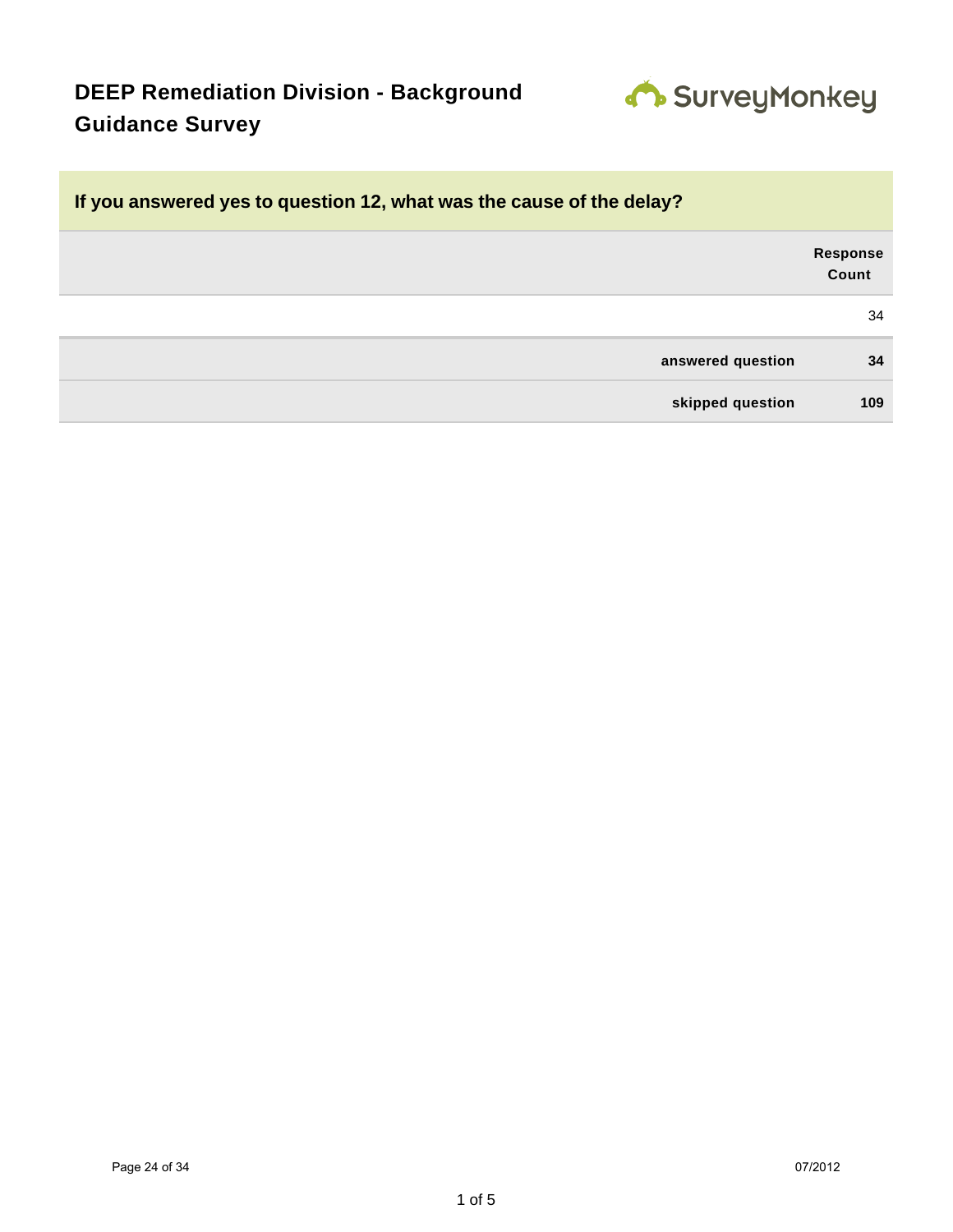# DEEP Remediation Division - Background Guidance Survey

## If you answered yes to question 12, what was the cause of the delay?

| | Response Count |
|---|---|
| | 34 |
| **answered question** | **34** |
| **skipped question** | **109** |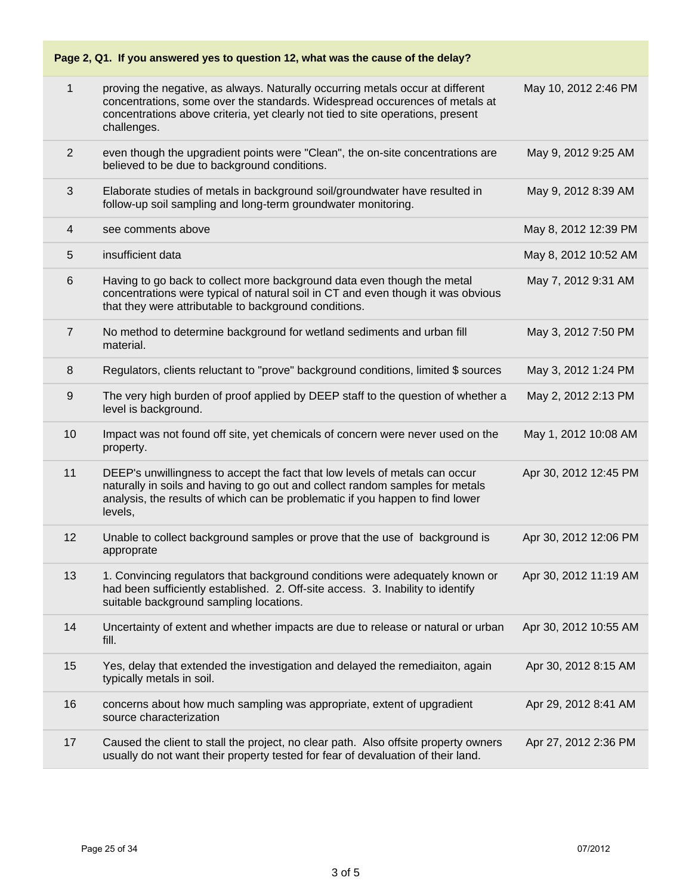**Page 2, Q1. If you answered yes to question 12, what was the cause of the delay?**

| | | |
|---|---|---|
| 1 | proving the negative, as always. Naturally occurring metals occur at different concentrations, some over the standards. Widespread occurences of metals at concentrations above criteria, yet clearly not tied to site operations, present challenges. | May 10, 2012 2:46 PM |
| 2 | even though the upgradient points were "Clean", the on-site concentrations are believed to be due to background conditions. | May 9, 2012 9:25 AM |
| 3 | Elaborate studies of metals in background soil/groundwater have resulted in follow-up soil sampling and long-term groundwater monitoring. | May 9, 2012 8:39 AM |
| 4 | see comments above | May 8, 2012 12:39 PM |
| 5 | insufficient data | May 8, 2012 10:52 AM |
| 6 | Having to go back to collect more background data even though the metal concentrations were typical of natural soil in CT and even though it was obvious that they were attributable to background conditions. | May 7, 2012 9:31 AM |
| 7 | No method to determine background for wetland sediments and urban fill material. | May 3, 2012 7:50 PM |
| 8 | Regulators, clients reluctant to "prove" background conditions, limited $ sources | May 3, 2012 1:24 PM |
| 9 | The very high burden of proof applied by DEEP staff to the question of whether a level is background. | May 2, 2012 2:13 PM |
| 10 | Impact was not found off site, yet chemicals of concern were never used on the property. | May 1, 2012 10:08 AM |
| 11 | DEEP's unwillingness to accept the fact that low levels of metals can occur naturally in soils and having to go out and collect random samples for metals analysis, the results of which can be problematic if you happen to find lower levels, | Apr 30, 2012 12:45 PM |
| 12 | Unable to collect background samples or prove that the use of background is approprate | Apr 30, 2012 12:06 PM |
| 13 | 1. Convincing regulators that background conditions were adequately known or had been sufficiently established. 2. Off-site access. 3. Inability to identify suitable background sampling locations. | Apr 30, 2012 11:19 AM |
| 14 | Uncertainty of extent and whether impacts are due to release or natural or urban fill. | Apr 30, 2012 10:55 AM |
| 15 | Yes, delay that extended the investigation and delayed the remediaiton, again typically metals in soil. | Apr 30, 2012 8:15 AM |
| 16 | concerns about how much sampling was appropriate, extent of upgradient source characterization | Apr 29, 2012 8:41 AM |
| 17 | Caused the client to stall the project, no clear path. Also offsite property owners usually do not want their property tested for fear of devaluation of their land. | Apr 27, 2012 2:36 PM |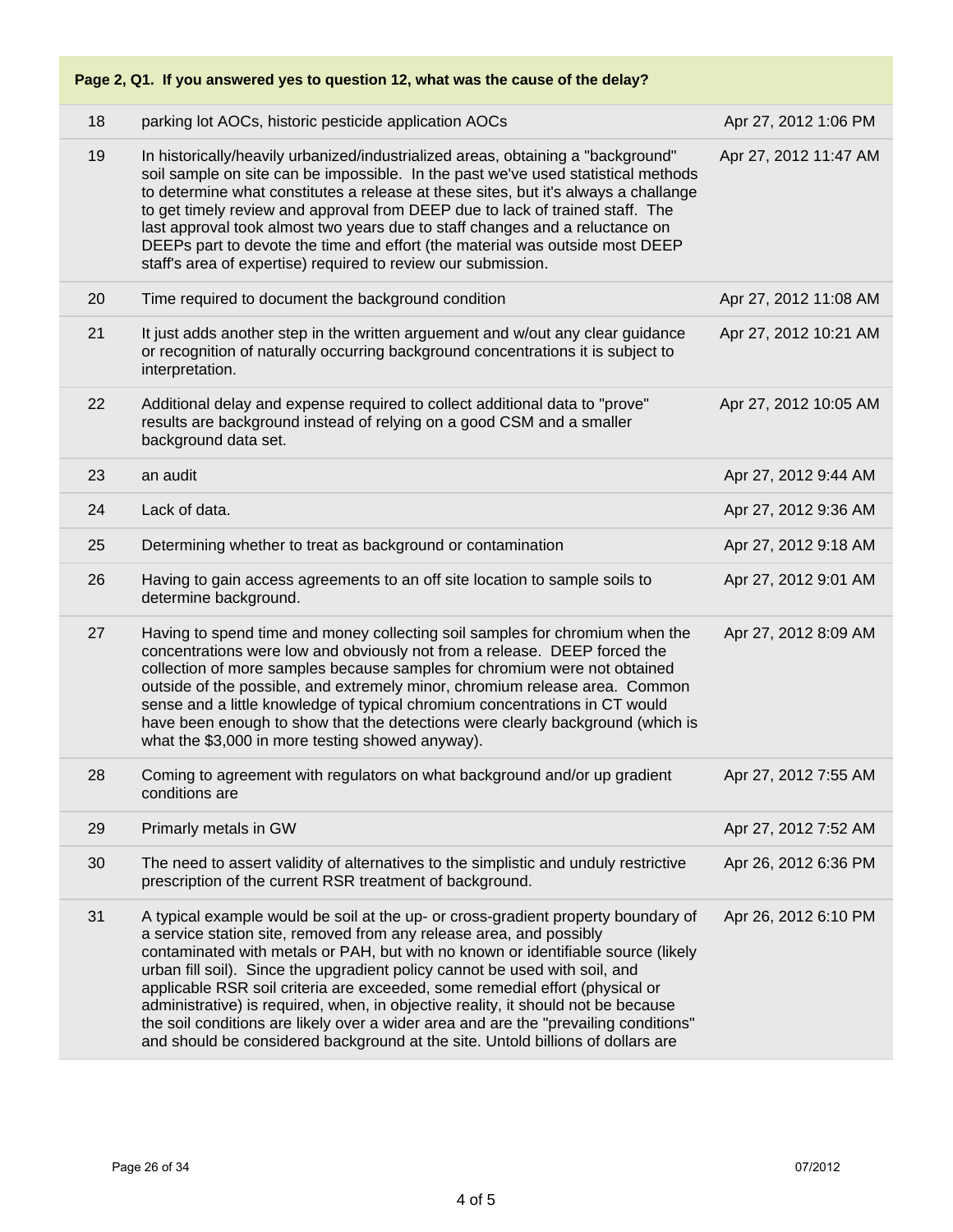| Page 2, Q1. If you answered yes to question 12, what was the cause of the delay? | | |
|---|---|---|
| 18 | parking lot AOCs, historic pesticide application AOCs | Apr 27, 2012 1:06 PM |
| 19 | In historically/heavily urbanized/industrialized areas, obtaining a "background" soil sample on site can be impossible. In the past we've used statistical methods to determine what constitutes a release at these sites, but it's always a challange to get timely review and approval from DEEP due to lack of trained staff. The last approval took almost two years due to staff changes and a reluctance on DEEPs part to devote the time and effort (the material was outside most DEEP staff's area of expertise) required to review our submission. | Apr 27, 2012 11:47 AM |
| 20 | Time required to document the background condition | Apr 27, 2012 11:08 AM |
| 21 | It just adds another step in the written arguement and w/out any clear guidance or recognition of naturally occurring background concentrations it is subject to interpretation. | Apr 27, 2012 10:21 AM |
| 22 | Additional delay and expense required to collect additional data to "prove" results are background instead of relying on a good CSM and a smaller background data set. | Apr 27, 2012 10:05 AM |
| 23 | an audit | Apr 27, 2012 9:44 AM |
| 24 | Lack of data. | Apr 27, 2012 9:36 AM |
| 25 | Determining whether to treat as background or contamination | Apr 27, 2012 9:18 AM |
| 26 | Having to gain access agreements to an off site location to sample soils to determine background. | Apr 27, 2012 9:01 AM |
| 27 | Having to spend time and money collecting soil samples for chromium when the concentrations were low and obviously not from a release. DEEP forced the collection of more samples because samples for chromium were not obtained outside of the possible, and extremely minor, chromium release area. Common sense and a little knowledge of typical chromium concentrations in CT would have been enough to show that the detections were clearly background (which is what the $3,000 in more testing showed anyway). | Apr 27, 2012 8:09 AM |
| 28 | Coming to agreement with regulators on what background and/or up gradient conditions are | Apr 27, 2012 7:55 AM |
| 29 | Primarly metals in GW | Apr 27, 2012 7:52 AM |
| 30 | The need to assert validity of alternatives to the simplistic and unduly restrictive prescription of the current RSR treatment of background. | Apr 26, 2012 6:36 PM |
| 31 | A typical example would be soil at the up- or cross-gradient property boundary of a service station site, removed from any release area, and possibly contaminated with metals or PAH, but with no known or identifiable source (likely urban fill soil). Since the upgradient policy cannot be used with soil, and applicable RSR soil criteria are exceeded, some remedial effort (physical or administrative) is required, when, in objective reality, it should not be because the soil conditions are likely over a wider area and are the "prevailing conditions" and should be considered background at the site. Untold billions of dollars are | Apr 26, 2012 6:10 PM |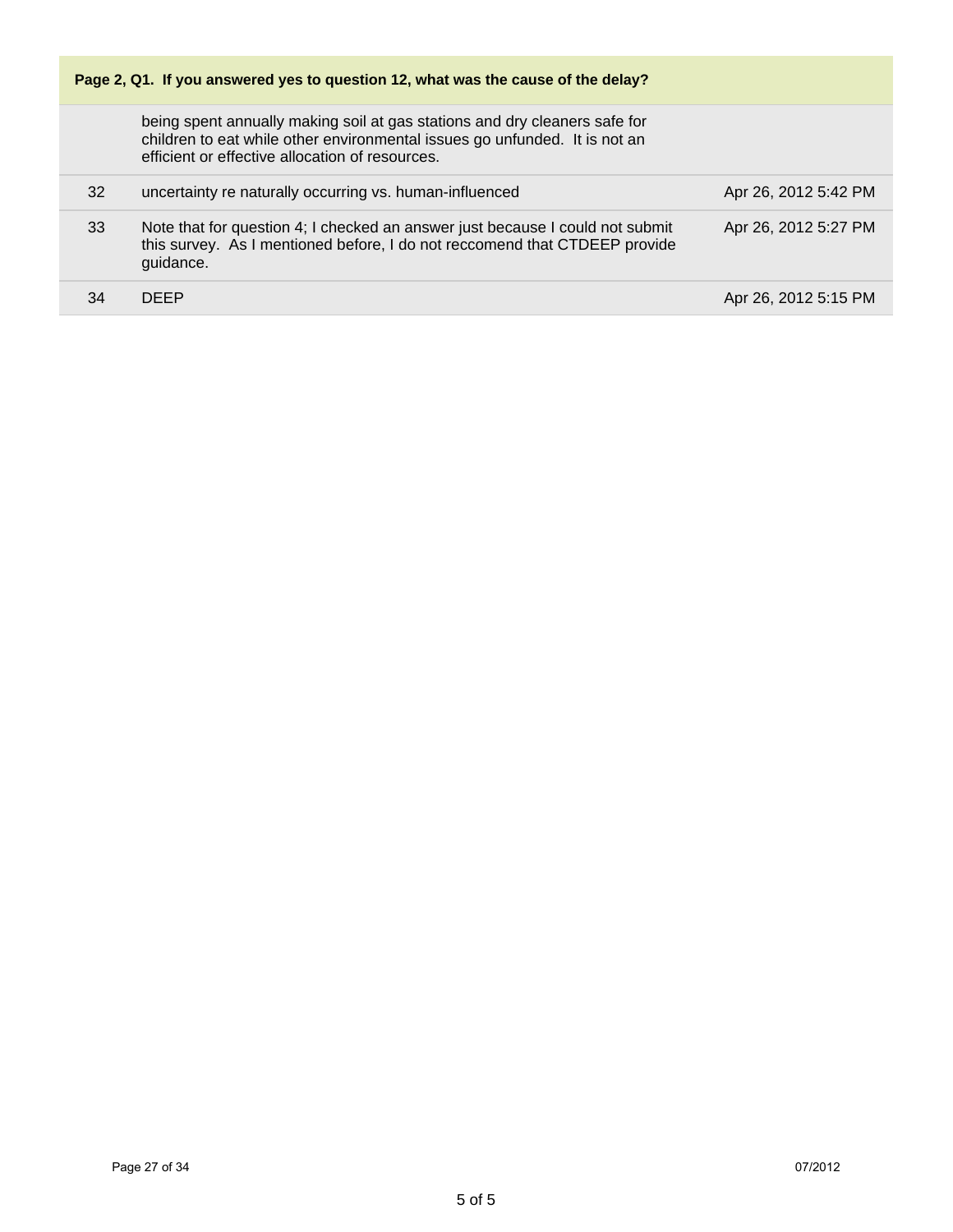**Page 2, Q1. If you answered yes to question 12, what was the cause of the delay?**

| | | |
|---|---|---|
| | being spent annually making soil at gas stations and dry cleaners safe for children to eat while other environmental issues go unfunded. It is not an efficient or effective allocation of resources. | |
| 32 | uncertainty re naturally occurring vs. human-influenced | Apr 26, 2012 5:42 PM |
| 33 | Note that for question 4; I checked an answer just because I could not submit this survey. As I mentioned before, I do not reccomend that CTDEEP provide guidance. | Apr 26, 2012 5:27 PM |
| 34 | DEEP | Apr 26, 2012 5:15 PM |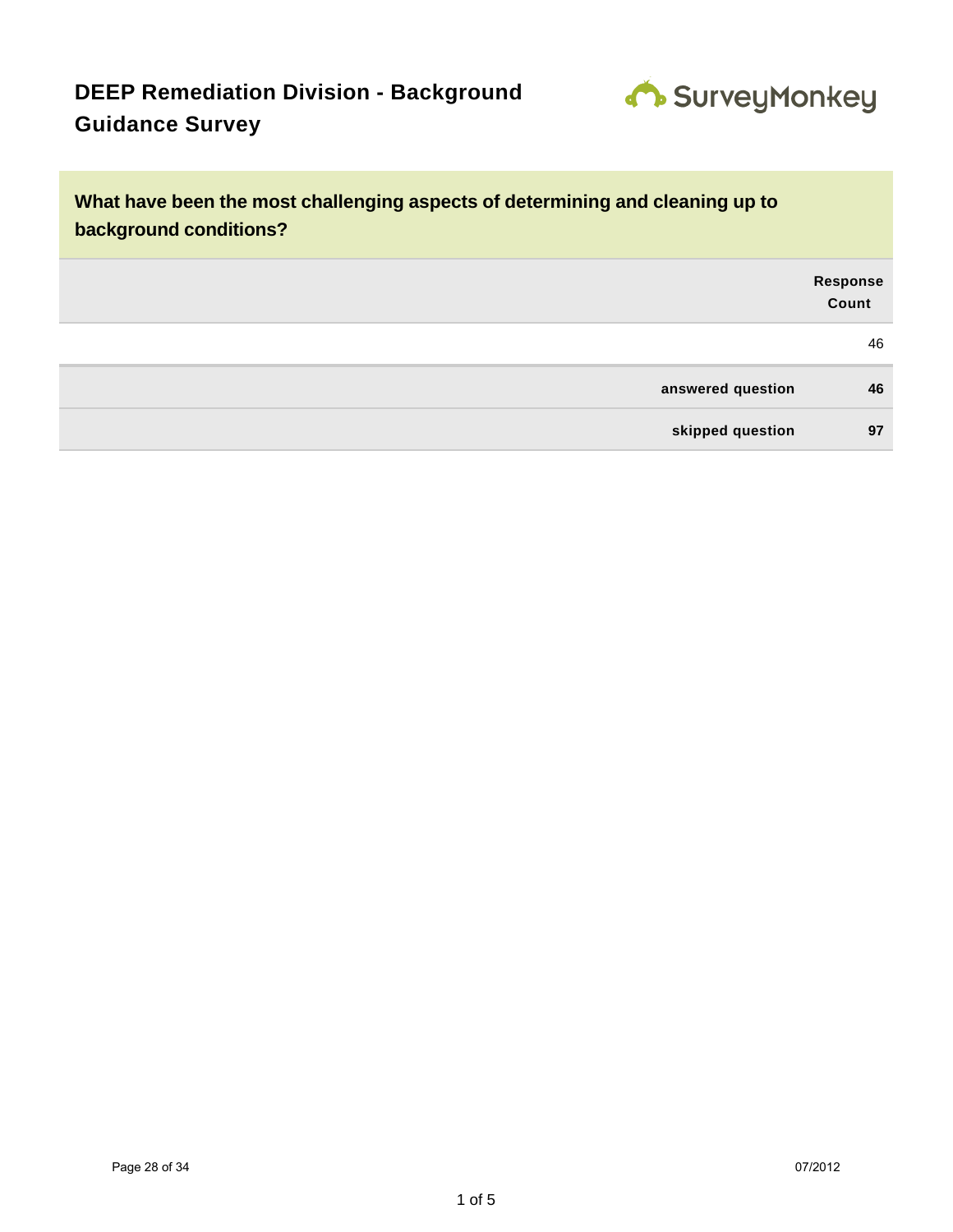# DEEP Remediation Division - Background Guidance Survey

SurveyMonkey

## What have been the most challenging aspects of determining and cleaning up to background conditions?

| | Response Count |
|---|---|
| | 46 |
| **answered question** | **46** |
| **skipped question** | **97** |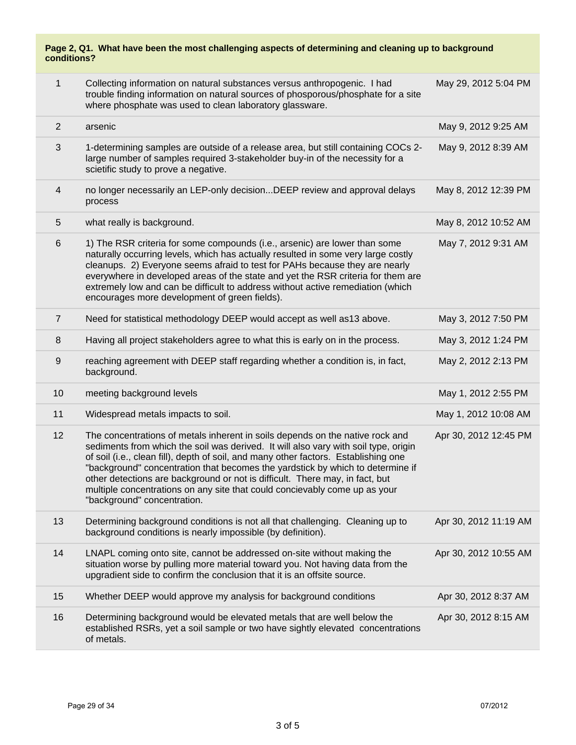**Page 2, Q1. What have been the most challenging aspects of determining and cleaning up to background conditions?**

| # | Response | Date |
|---|---|---|
| 1 | Collecting information on natural substances versus anthropogenic. I had trouble finding information on natural sources of phosporous/phosphate for a site where phosphate was used to clean laboratory glassware. | May 29, 2012 5:04 PM |
| 2 | arsenic | May 9, 2012 9:25 AM |
| 3 | 1-determining samples are outside of a release area, but still containing COCs 2-large number of samples required 3-stakeholder buy-in of the necessity for a scietific study to prove a negative. | May 9, 2012 8:39 AM |
| 4 | no longer necessarily an LEP-only decision...DEEP review and approval delays process | May 8, 2012 12:39 PM |
| 5 | what really is background. | May 8, 2012 10:52 AM |
| 6 | 1) The RSR criteria for some compounds (i.e., arsenic) are lower than some naturally occurring levels, which has actually resulted in some very large costly cleanups. 2) Everyone seems afraid to test for PAHs because they are nearly everywhere in developed areas of the state and yet the RSR criteria for them are extremely low and can be difficult to address without active remediation (which encourages more development of green fields). | May 7, 2012 9:31 AM |
| 7 | Need for statistical methodology DEEP would accept as well as13 above. | May 3, 2012 7:50 PM |
| 8 | Having all project stakeholders agree to what this is early on in the process. | May 3, 2012 1:24 PM |
| 9 | reaching agreement with DEEP staff regarding whether a condition is, in fact, background. | May 2, 2012 2:13 PM |
| 10 | meeting background levels | May 1, 2012 2:55 PM |
| 11 | Widespread metals impacts to soil. | May 1, 2012 10:08 AM |
| 12 | The concentrations of metals inherent in soils depends on the native rock and sediments from which the soil was derived. It will also vary with soil type, origin of soil (i.e., clean fill), depth of soil, and many other factors. Establishing one "background" concentration that becomes the yardstick by which to determine if other detections are background or not is difficult. There may, in fact, but multiple concentrations on any site that could concievably come up as your "background" concentration. | Apr 30, 2012 12:45 PM |
| 13 | Determining background conditions is not all that challenging. Cleaning up to background conditions is nearly impossible (by definition). | Apr 30, 2012 11:19 AM |
| 14 | LNAPL coming onto site, cannot be addressed on-site without making the situation worse by pulling more material toward you. Not having data from the upgradient side to confirm the conclusion that it is an offsite source. | Apr 30, 2012 10:55 AM |
| 15 | Whether DEEP would approve my analysis for background conditions | Apr 30, 2012 8:37 AM |
| 16 | Determining background would be elevated metals that are well below the established RSRs, yet a soil sample or two have sightly elevated concentrations of metals. | Apr 30, 2012 8:15 AM |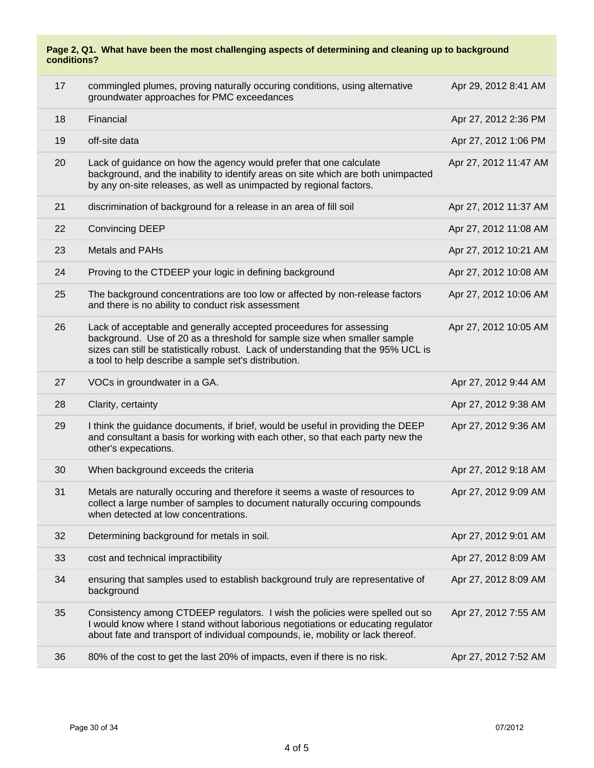**Page 2, Q1. What have been the most challenging aspects of determining and cleaning up to background conditions?**

| | | |
|---|---|---|
| 17 | commingled plumes, proving naturally occuring conditions, using alternative groundwater approaches for PMC exceedances | Apr 29, 2012 8:41 AM |
| 18 | Financial | Apr 27, 2012 2:36 PM |
| 19 | off-site data | Apr 27, 2012 1:06 PM |
| 20 | Lack of guidance on how the agency would prefer that one calculate background, and the inability to identify areas on site which are both unimpacted by any on-site releases, as well as unimpacted by regional factors. | Apr 27, 2012 11:47 AM |
| 21 | discrimination of background for a release in an area of fill soil | Apr 27, 2012 11:37 AM |
| 22 | Convincing DEEP | Apr 27, 2012 11:08 AM |
| 23 | Metals and PAHs | Apr 27, 2012 10:21 AM |
| 24 | Proving to the CTDEEP your logic in defining background | Apr 27, 2012 10:08 AM |
| 25 | The background concentrations are too low or affected by non-release factors and there is no ability to conduct risk assessment | Apr 27, 2012 10:06 AM |
| 26 | Lack of acceptable and generally accepted proceedures for assessing background. Use of 20 as a threshold for sample size when smaller sample sizes can still be statistically robust. Lack of understanding that the 95% UCL is a tool to help describe a sample set's distribution. | Apr 27, 2012 10:05 AM |
| 27 | VOCs in groundwater in a GA. | Apr 27, 2012 9:44 AM |
| 28 | Clarity, certainty | Apr 27, 2012 9:38 AM |
| 29 | I think the guidance documents, if brief, would be useful in providing the DEEP and consultant a basis for working with each other, so that each party new the other's expecations. | Apr 27, 2012 9:36 AM |
| 30 | When background exceeds the criteria | Apr 27, 2012 9:18 AM |
| 31 | Metals are naturally occuring and therefore it seems a waste of resources to collect a large number of samples to document naturally occuring compounds when detected at low concentrations. | Apr 27, 2012 9:09 AM |
| 32 | Determining background for metals in soil. | Apr 27, 2012 9:01 AM |
| 33 | cost and technical impractibility | Apr 27, 2012 8:09 AM |
| 34 | ensuring that samples used to establish background truly are representative of background | Apr 27, 2012 8:09 AM |
| 35 | Consistency among CTDEEP regulators. I wish the policies were spelled out so I would know where I stand without laborious negotiations or educating regulator about fate and transport of individual compounds, ie, mobility or lack thereof. | Apr 27, 2012 7:55 AM |
| 36 | 80% of the cost to get the last 20% of impacts, even if there is no risk. | Apr 27, 2012 7:52 AM |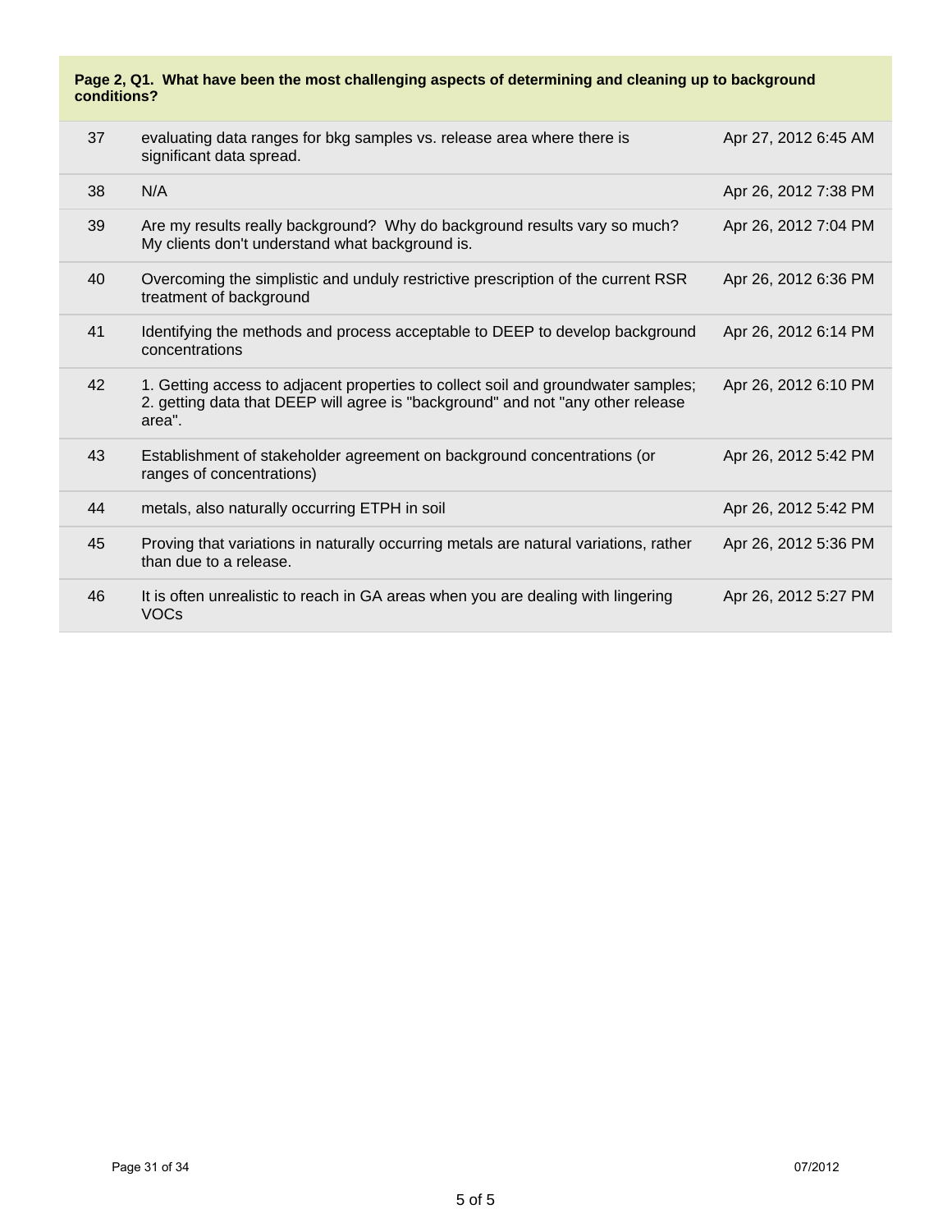**Page 2, Q1. What have been the most challenging aspects of determining and cleaning up to background conditions?**

| | | |
|---|---|---|
| 37 | evaluating data ranges for bkg samples vs. release area where there is significant data spread. | Apr 27, 2012 6:45 AM |
| 38 | N/A | Apr 26, 2012 7:38 PM |
| 39 | Are my results really background? Why do background results vary so much? My clients don't understand what background is. | Apr 26, 2012 7:04 PM |
| 40 | Overcoming the simplistic and unduly restrictive prescription of the current RSR treatment of background | Apr 26, 2012 6:36 PM |
| 41 | Identifying the methods and process acceptable to DEEP to develop background concentrations | Apr 26, 2012 6:14 PM |
| 42 | 1. Getting access to adjacent properties to collect soil and groundwater samples; 2. getting data that DEEP will agree is "background" and not "any other release area". | Apr 26, 2012 6:10 PM |
| 43 | Establishment of stakeholder agreement on background concentrations (or ranges of concentrations) | Apr 26, 2012 5:42 PM |
| 44 | metals, also naturally occurring ETPH in soil | Apr 26, 2012 5:42 PM |
| 45 | Proving that variations in naturally occurring metals are natural variations, rather than due to a release. | Apr 26, 2012 5:36 PM |
| 46 | It is often unrealistic to reach in GA areas when you are dealing with lingering VOCs | Apr 26, 2012 5:27 PM |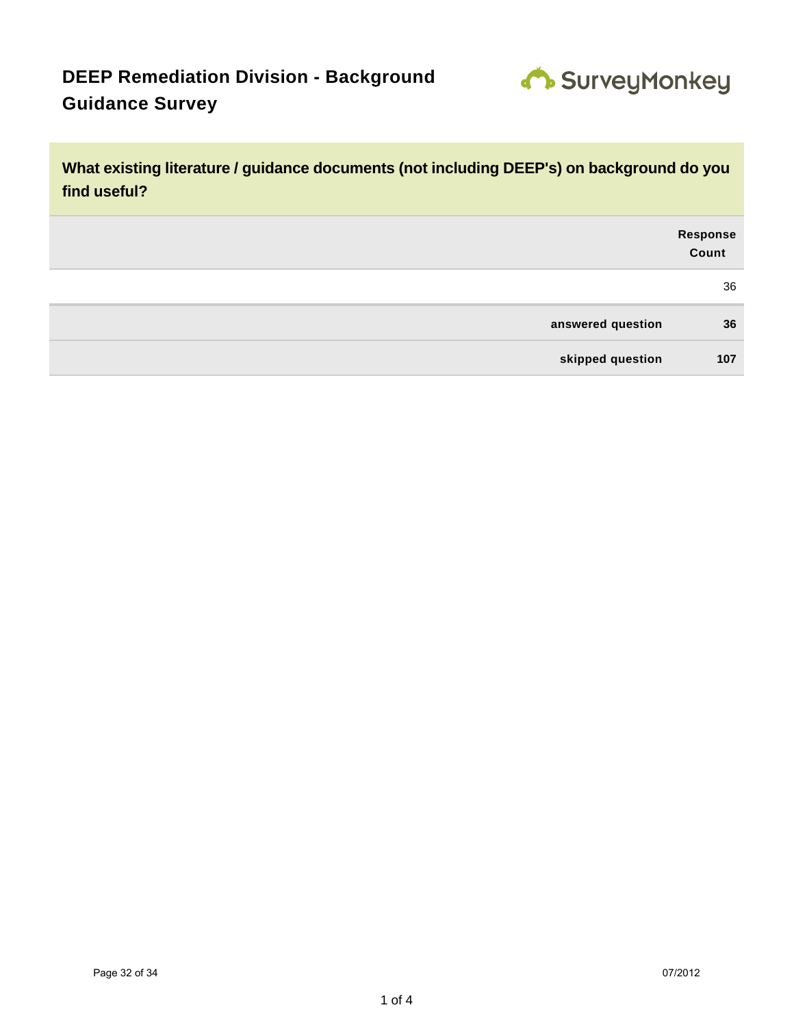## DEEP Remediation Division - Background Guidance Survey

**What existing literature / guidance documents (not including DEEP's) on background do you find useful?**

| | Response Count |
|---|---|
| | 36 |
| **answered question** | **36** |
| **skipped question** | **107** |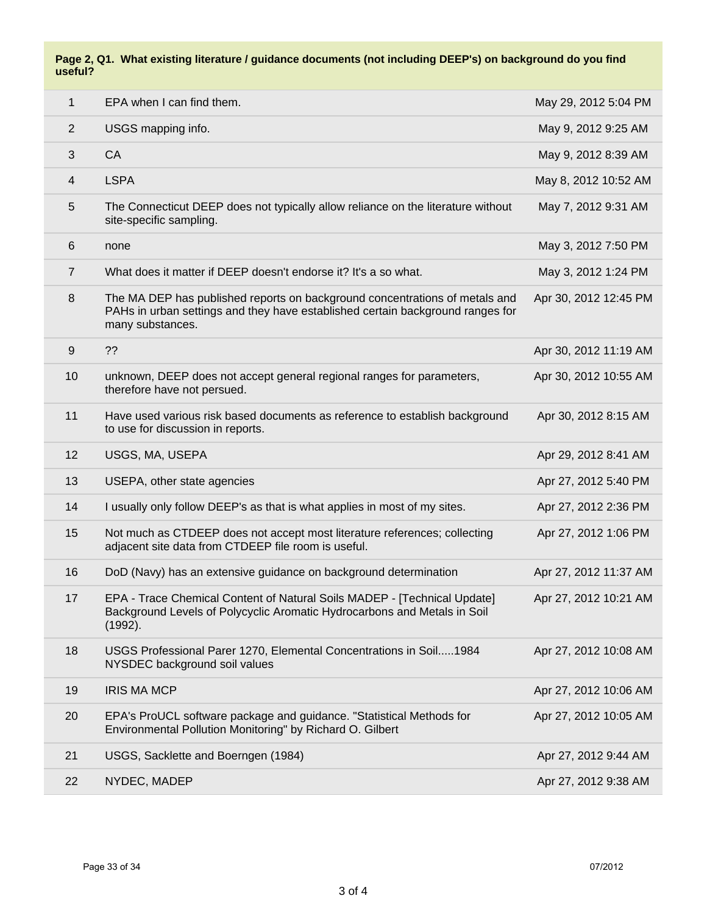**Page 2, Q1. What existing literature / guidance documents (not including DEEP's) on background do you find useful?**

| | | |
|---|---|---|
| 1 | EPA when I can find them. | May 29, 2012 5:04 PM |
| 2 | USGS mapping info. | May 9, 2012 9:25 AM |
| 3 | CA | May 9, 2012 8:39 AM |
| 4 | LSPA | May 8, 2012 10:52 AM |
| 5 | The Connecticut DEEP does not typically allow reliance on the literature without site-specific sampling. | May 7, 2012 9:31 AM |
| 6 | none | May 3, 2012 7:50 PM |
| 7 | What does it matter if DEEP doesn't endorse it? It's a so what. | May 3, 2012 1:24 PM |
| 8 | The MA DEP has published reports on background concentrations of metals and PAHs in urban settings and they have established certain background ranges for many substances. | Apr 30, 2012 12:45 PM |
| 9 | ?? | Apr 30, 2012 11:19 AM |
| 10 | unknown, DEEP does not accept general regional ranges for parameters, therefore have not persued. | Apr 30, 2012 10:55 AM |
| 11 | Have used various risk based documents as reference to establish background to use for discussion in reports. | Apr 30, 2012 8:15 AM |
| 12 | USGS, MA, USEPA | Apr 29, 2012 8:41 AM |
| 13 | USEPA, other state agencies | Apr 27, 2012 5:40 PM |
| 14 | I usually only follow DEEP's as that is what applies in most of my sites. | Apr 27, 2012 2:36 PM |
| 15 | Not much as CTDEEP does not accept most literature references; collecting adjacent site data from CTDEEP file room is useful. | Apr 27, 2012 1:06 PM |
| 16 | DoD (Navy) has an extensive guidance on background determination | Apr 27, 2012 11:37 AM |
| 17 | EPA - Trace Chemical Content of Natural Soils MADEP - [Technical Update] Background Levels of Polycyclic Aromatic Hydrocarbons and Metals in Soil (1992). | Apr 27, 2012 10:21 AM |
| 18 | USGS Professional Parer 1270, Elemental Concentrations in Soil.....1984 NYSDEC background soil values | Apr 27, 2012 10:08 AM |
| 19 | IRIS MA MCP | Apr 27, 2012 10:06 AM |
| 20 | EPA's ProUCL software package and guidance. "Statistical Methods for Environmental Pollution Monitoring" by Richard O. Gilbert | Apr 27, 2012 10:05 AM |
| 21 | USGS, Sacklette and Boerngen (1984) | Apr 27, 2012 9:44 AM |
| 22 | NYDEC, MADEP | Apr 27, 2012 9:38 AM |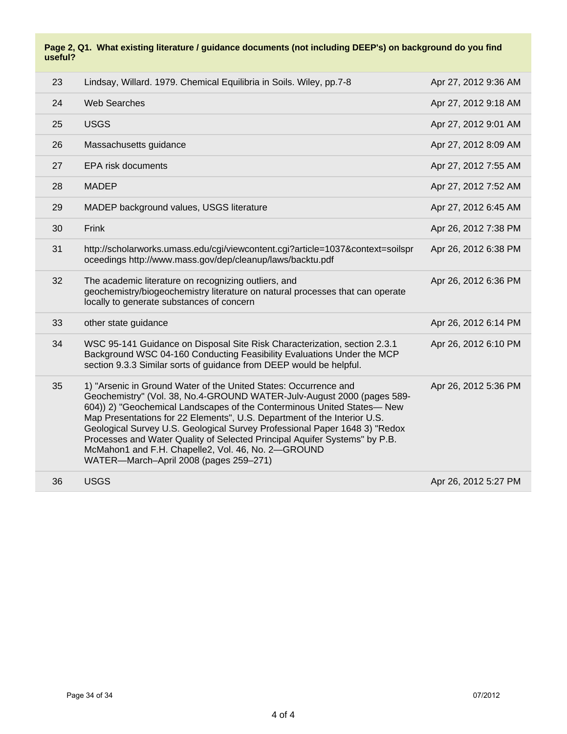**Page 2, Q1. What existing literature / guidance documents (not including DEEP's) on background do you find useful?**

| | | |
|---|---|---|
| 23 | Lindsay, Willard. 1979. Chemical Equilibria in Soils. Wiley, pp.7-8 | Apr 27, 2012 9:36 AM |
| 24 | Web Searches | Apr 27, 2012 9:18 AM |
| 25 | USGS | Apr 27, 2012 9:01 AM |
| 26 | Massachusetts guidance | Apr 27, 2012 8:09 AM |
| 27 | EPA risk documents | Apr 27, 2012 7:55 AM |
| 28 | MADEP | Apr 27, 2012 7:52 AM |
| 29 | MADEP background values, USGS literature | Apr 27, 2012 6:45 AM |
| 30 | Frink | Apr 26, 2012 7:38 PM |
| 31 | http://scholarworks.umass.edu/cgi/viewcontent.cgi?article=1037&context=soilsproceedings http://www.mass.gov/dep/cleanup/laws/backtu.pdf | Apr 26, 2012 6:38 PM |
| 32 | The academic literature on recognizing outliers, and geochemistry/biogeochemistry literature on natural processes that can operate locally to generate substances of concern | Apr 26, 2012 6:36 PM |
| 33 | other state guidance | Apr 26, 2012 6:14 PM |
| 34 | WSC 95-141 Guidance on Disposal Site Risk Characterization, section 2.3.1 Background WSC 04-160 Conducting Feasibility Evaluations Under the MCP section 9.3.3 Similar sorts of guidance from DEEP would be helpful. | Apr 26, 2012 6:10 PM |
| 35 | 1) "Arsenic in Ground Water of the United States: Occurrence and Geochemistry" (Vol. 38, No.4-GROUND WATER-Julv-August 2000 (pages 589-604)) 2) "Geochemical Landscapes of the Conterminous United States— New Map Presentations for 22 Elements", U.S. Department of the Interior U.S. Geological Survey U.S. Geological Survey Professional Paper 1648 3) "Redox Processes and Water Quality of Selected Principal Aquifer Systems" by P.B. McMahon1 and F.H. Chapelle2, Vol. 46, No. 2—GROUND WATER—March–April 2008 (pages 259–271) | Apr 26, 2012 5:36 PM |
| 36 | USGS | Apr 26, 2012 5:27 PM |